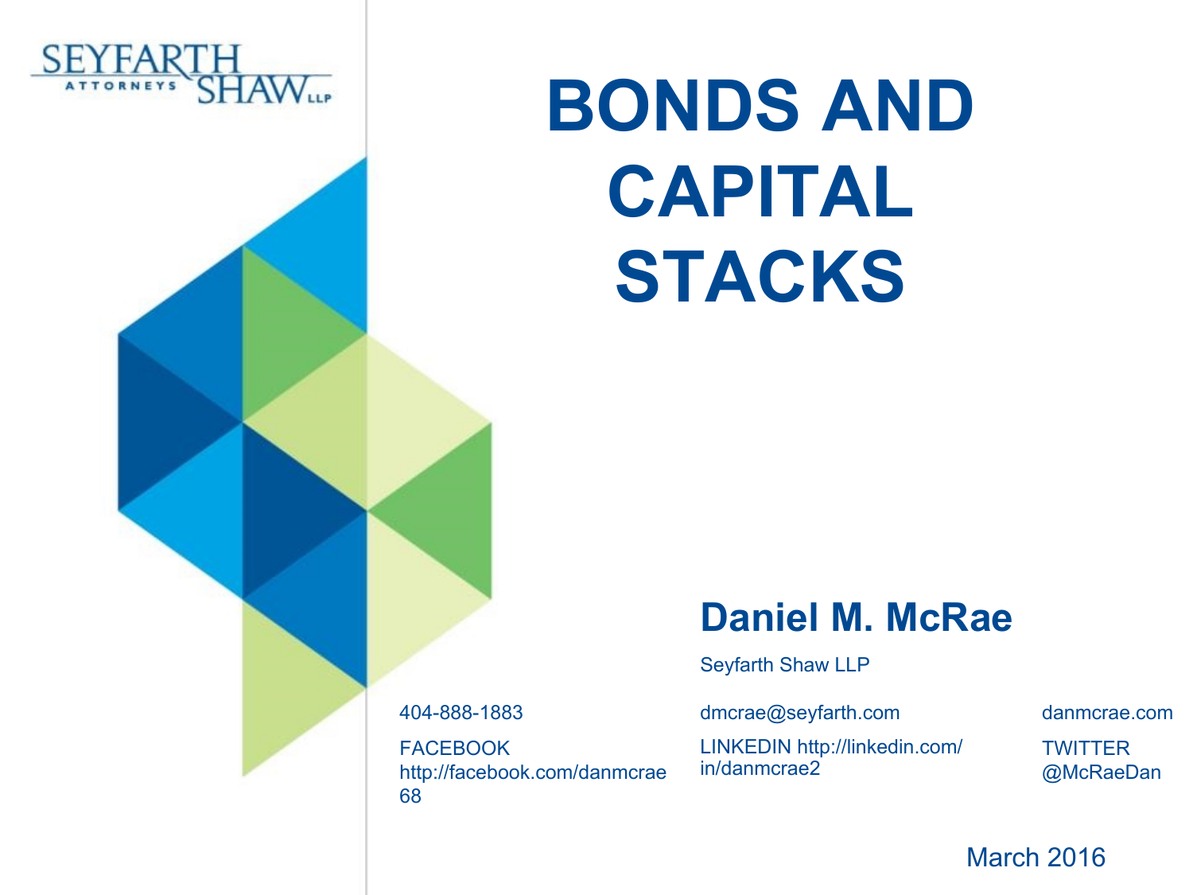SEYFARTH ATTORNEYS SHAW LLP

# BONDS AND CAPITAL STACKS

**Daniel M. McRae**

Seyfarth Shaw LLP

404-888-1883

FACEBOOK http://facebook.com/danmcrae68

dmcrae@seyfarth.com

LINKEDIN http://linkedin.com/in/danmcrae2

danmcrae.com

TWITTER @McRaeDan

March 2016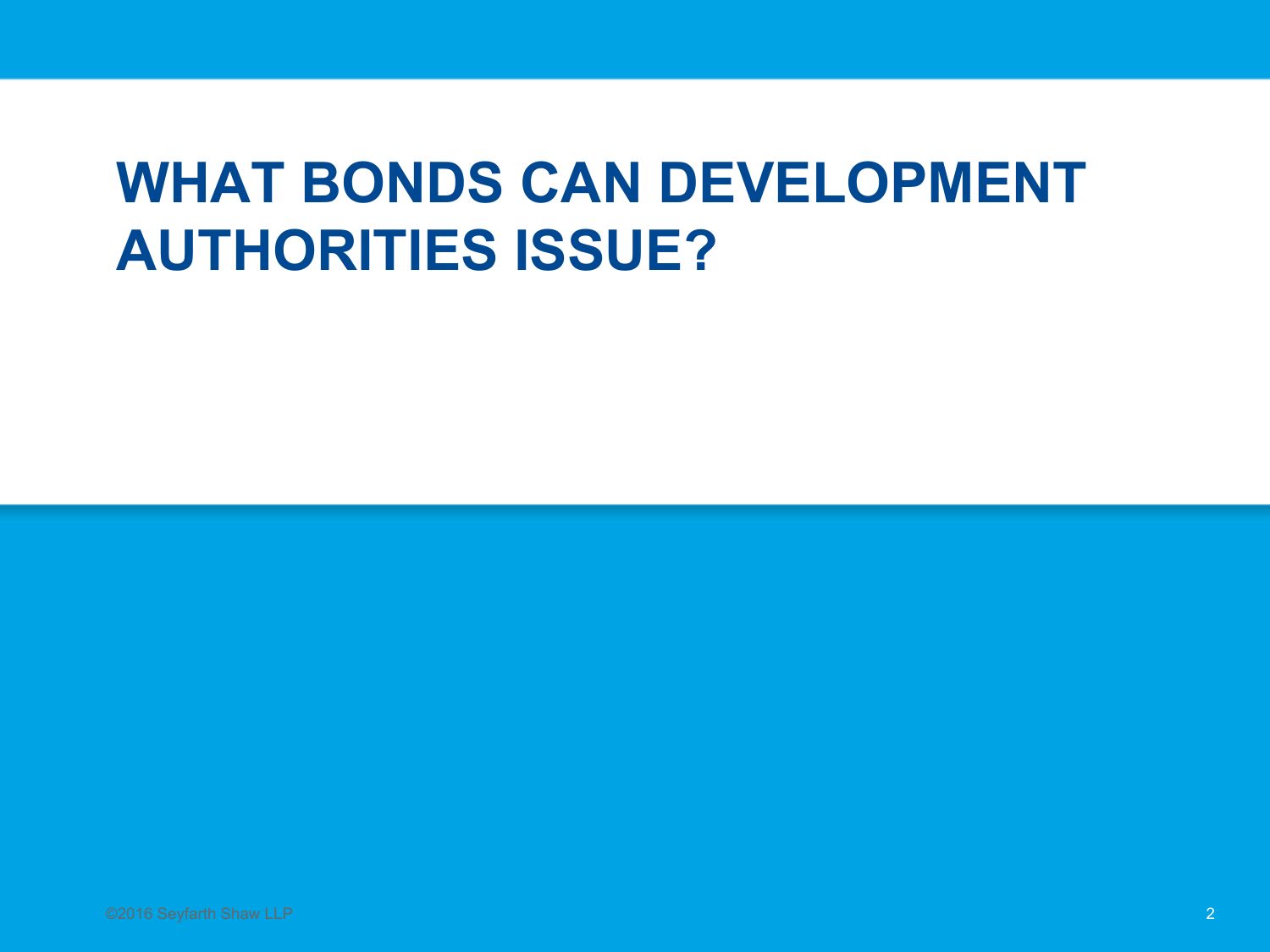# WHAT BONDS CAN DEVELOPMENT AUTHORITIES ISSUE?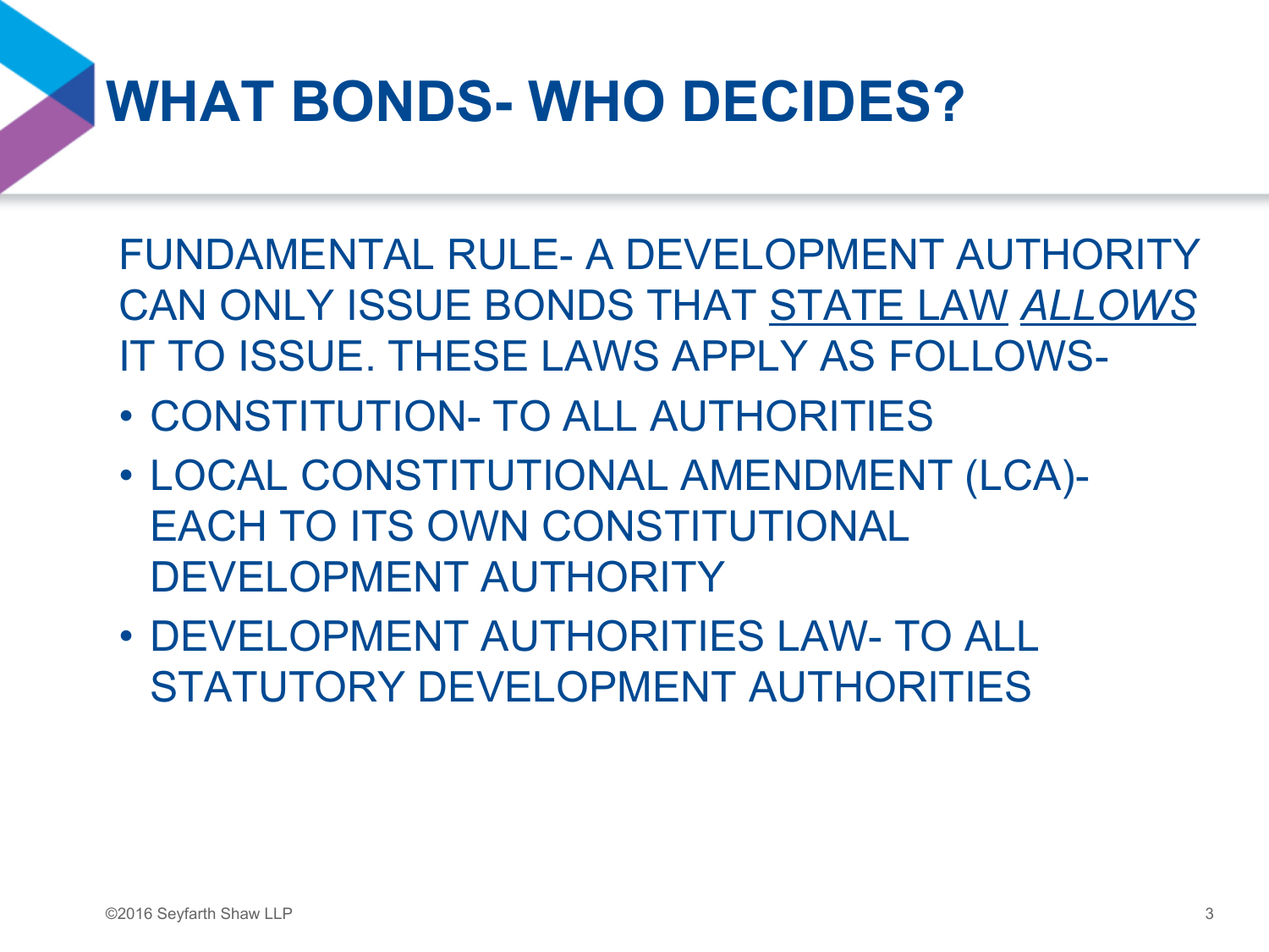# WHAT BONDS- WHO DECIDES?

FUNDAMENTAL RULE- A DEVELOPMENT AUTHORITY CAN ONLY ISSUE BONDS THAT STATE LAW ***ALLOWS*** IT TO ISSUE. THESE LAWS APPLY AS FOLLOWS-

- CONSTITUTION- TO ALL AUTHORITIES
- LOCAL CONSTITUTIONAL AMENDMENT (LCA)- EACH TO ITS OWN CONSTITUTIONAL DEVELOPMENT AUTHORITY
- DEVELOPMENT AUTHORITIES LAW- TO ALL STATUTORY DEVELOPMENT AUTHORITIES

©2016 Seyfarth Shaw LLP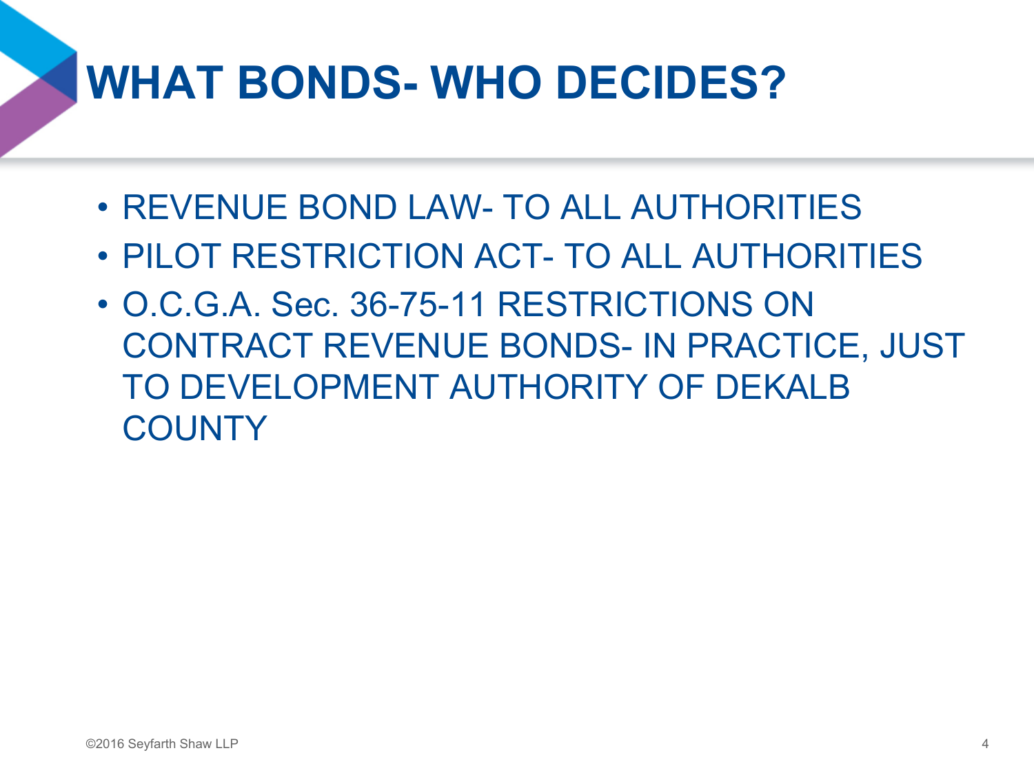# WHAT BONDS- WHO DECIDES?

- REVENUE BOND LAW- TO ALL AUTHORITIES
- PILOT RESTRICTION ACT- TO ALL AUTHORITIES
- O.C.G.A. Sec. 36-75-11 RESTRICTIONS ON CONTRACT REVENUE BONDS- IN PRACTICE, JUST TO DEVELOPMENT AUTHORITY OF DEKALB COUNTY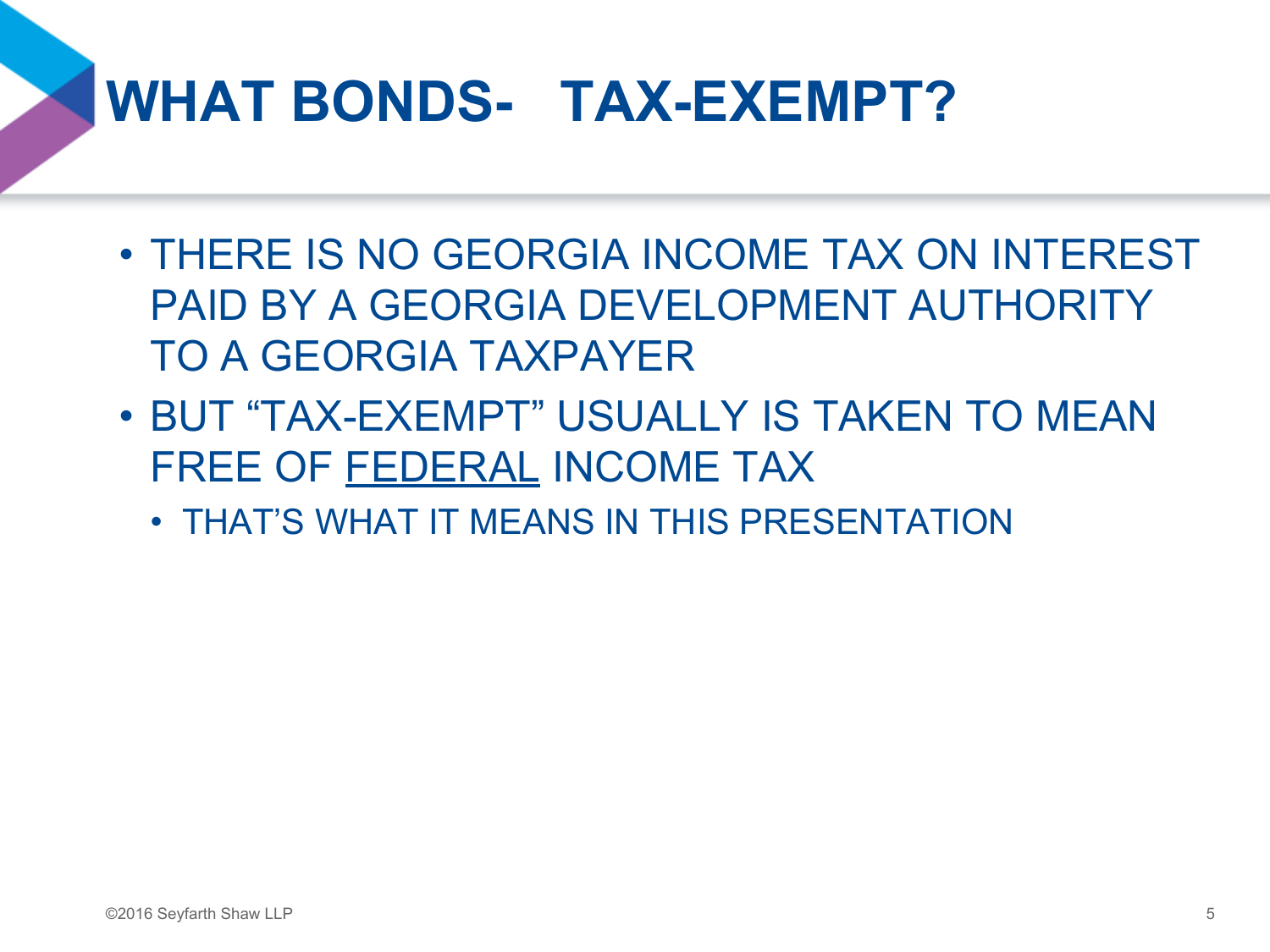# WHAT BONDS- TAX-EXEMPT?

- THERE IS NO GEORGIA INCOME TAX ON INTEREST PAID BY A GEORGIA DEVELOPMENT AUTHORITY TO A GEORGIA TAXPAYER
- BUT "TAX-EXEMPT" USUALLY IS TAKEN TO MEAN FREE OF <u>FEDERAL</u> INCOME TAX
  - THAT'S WHAT IT MEANS IN THIS PRESENTATION

©2016 Seyfarth Shaw LLP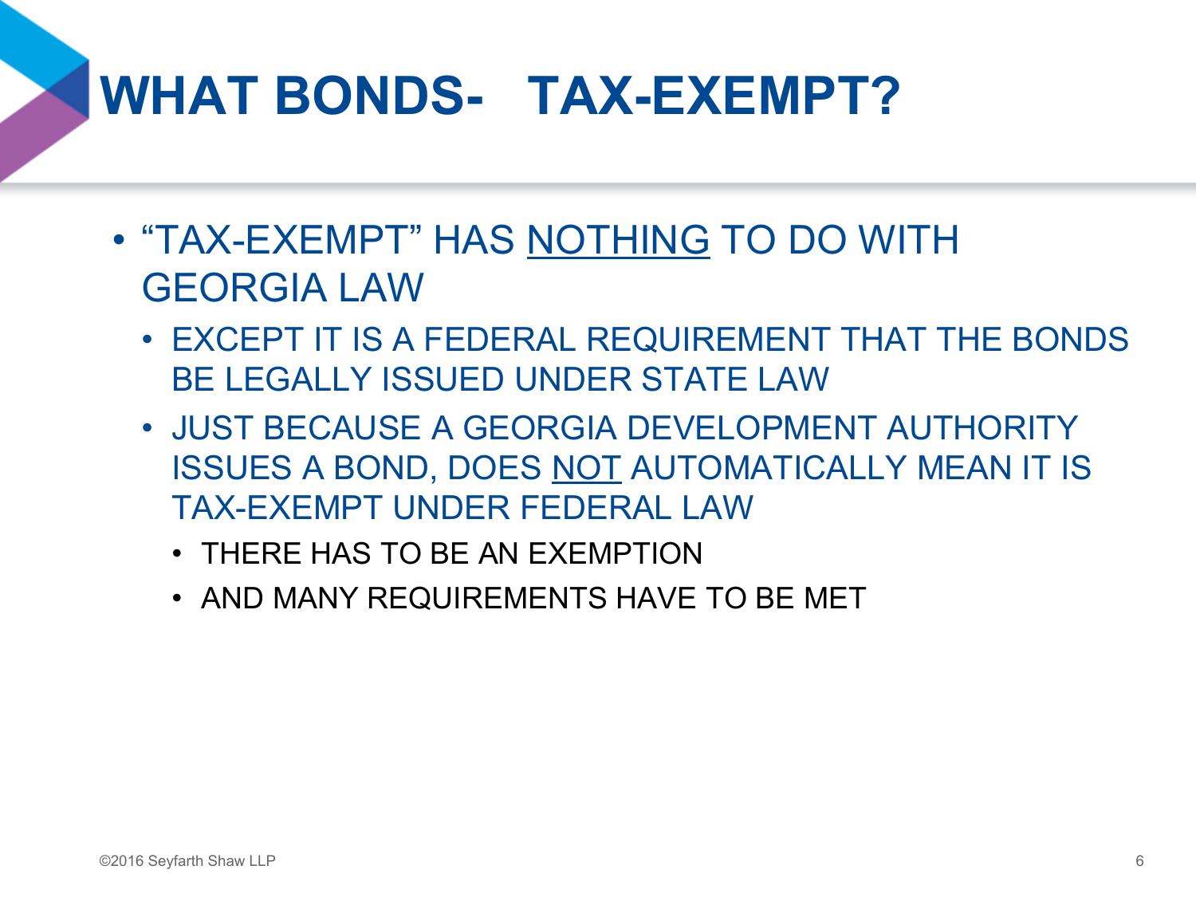# WHAT BONDS- TAX-EXEMPT?

- "TAX-EXEMPT" HAS <u>NOTHING</u> TO DO WITH GEORGIA LAW
  - EXCEPT IT IS A FEDERAL REQUIREMENT THAT THE BONDS BE LEGALLY ISSUED UNDER STATE LAW
  - JUST BECAUSE A GEORGIA DEVELOPMENT AUTHORITY ISSUES A BOND, DOES <u>NOT</u> AUTOMATICALLY MEAN IT IS TAX-EXEMPT UNDER FEDERAL LAW
    - THERE HAS TO BE AN EXEMPTION
    - AND MANY REQUIREMENTS HAVE TO BE MET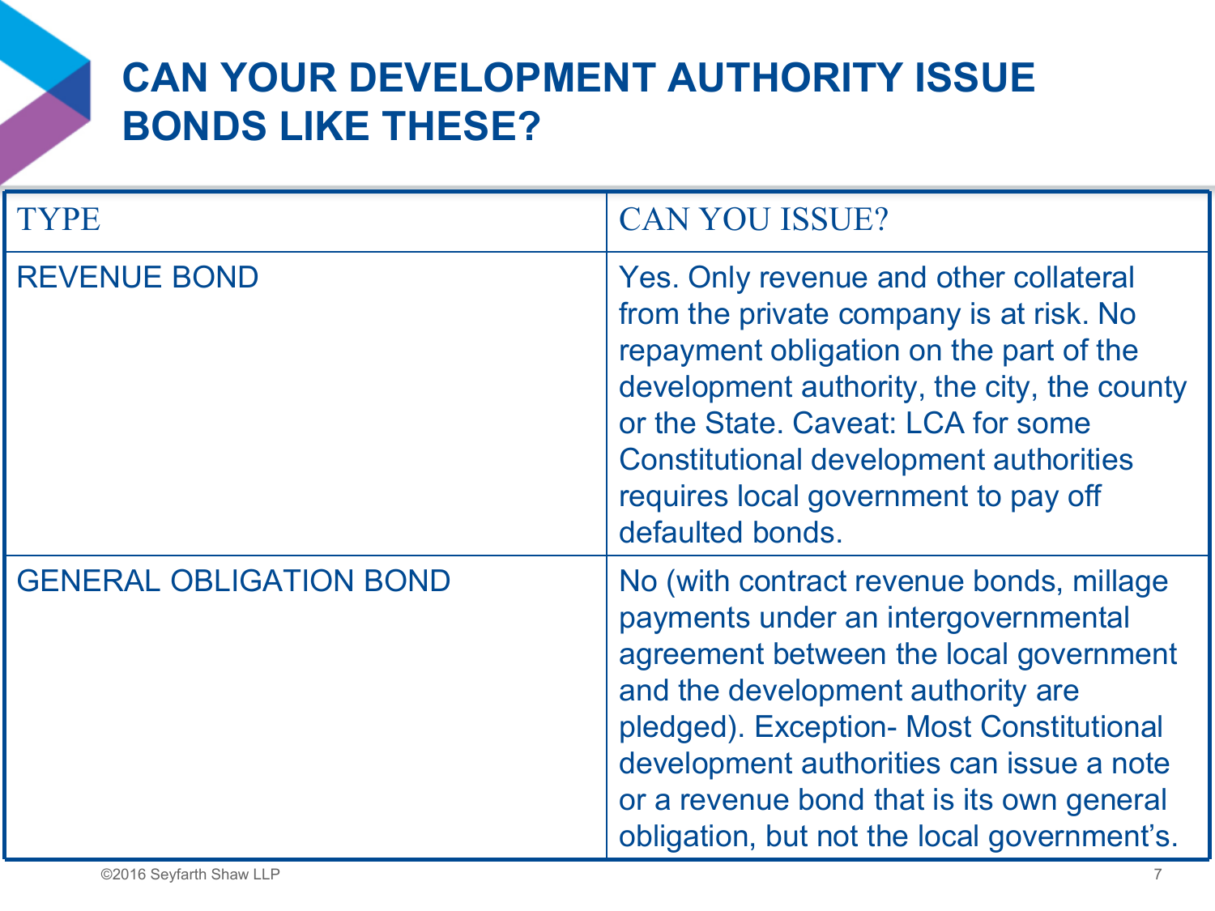# CAN YOUR DEVELOPMENT AUTHORITY ISSUE BONDS LIKE THESE?

| TYPE | CAN YOU ISSUE? |
| --- | --- |
| REVENUE BOND | Yes. Only revenue and other collateral from the private company is at risk. No repayment obligation on the part of the development authority, the city, the county or the State. Caveat: LCA for some Constitutional development authorities requires local government to pay off defaulted bonds. |
| GENERAL OBLIGATION BOND | No (with contract revenue bonds, millage payments under an intergovernmental agreement between the local government and the development authority are pledged). Exception- Most Constitutional development authorities can issue a note or a revenue bond that is its own general obligation, but not the local government's. |

©2016 Seyfarth Shaw LLP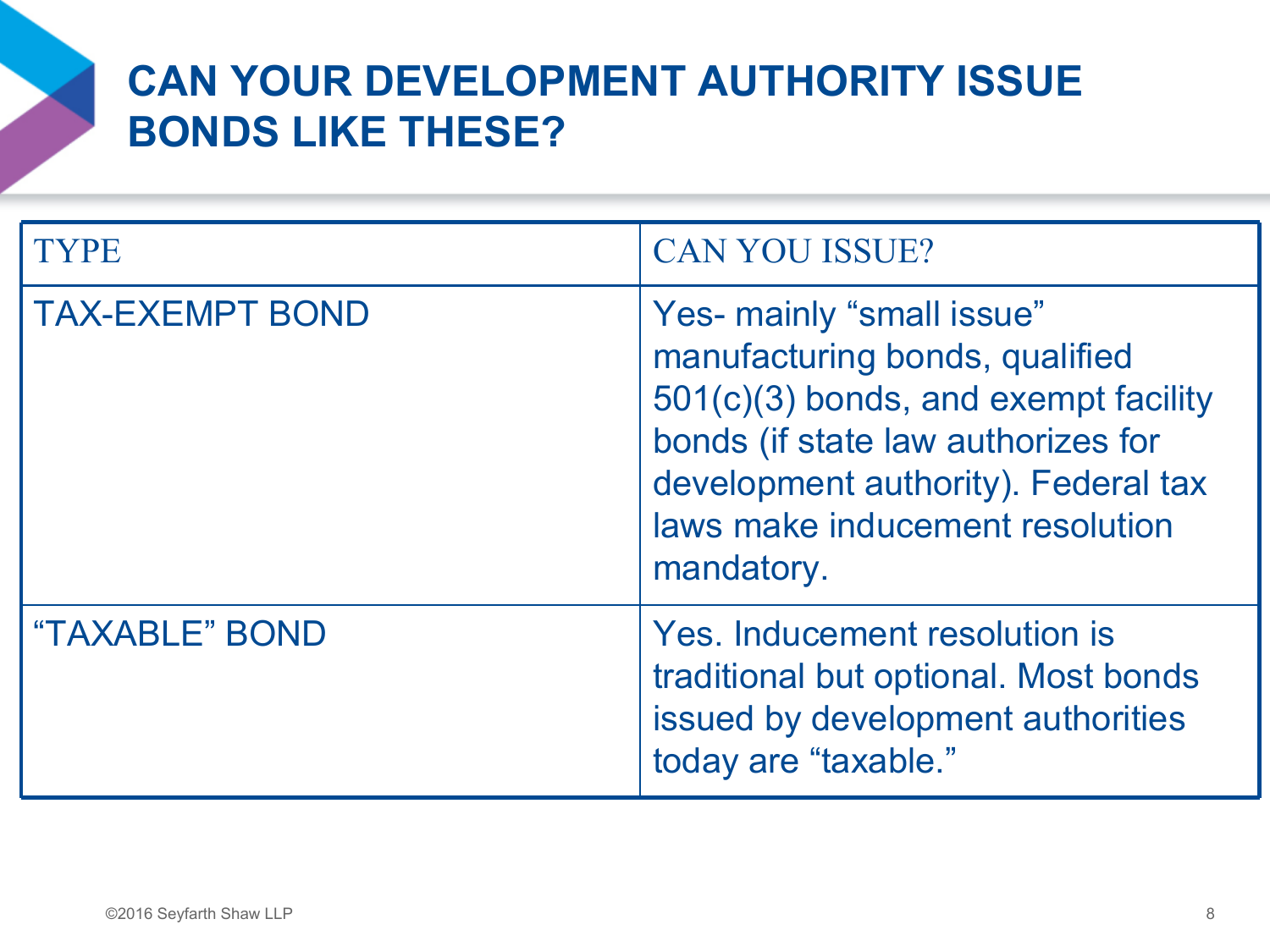# CAN YOUR DEVELOPMENT AUTHORITY ISSUE BONDS LIKE THESE?

| TYPE | CAN YOU ISSUE? |
| --- | --- |
| TAX-EXEMPT BOND | Yes- mainly "small issue" manufacturing bonds, qualified 501(c)(3) bonds, and exempt facility bonds (if state law authorizes for development authority). Federal tax laws make inducement resolution mandatory. |
| "TAXABLE" BOND | Yes. Inducement resolution is traditional but optional. Most bonds issued by development authorities today are "taxable." |

©2016 Seyfarth Shaw LLP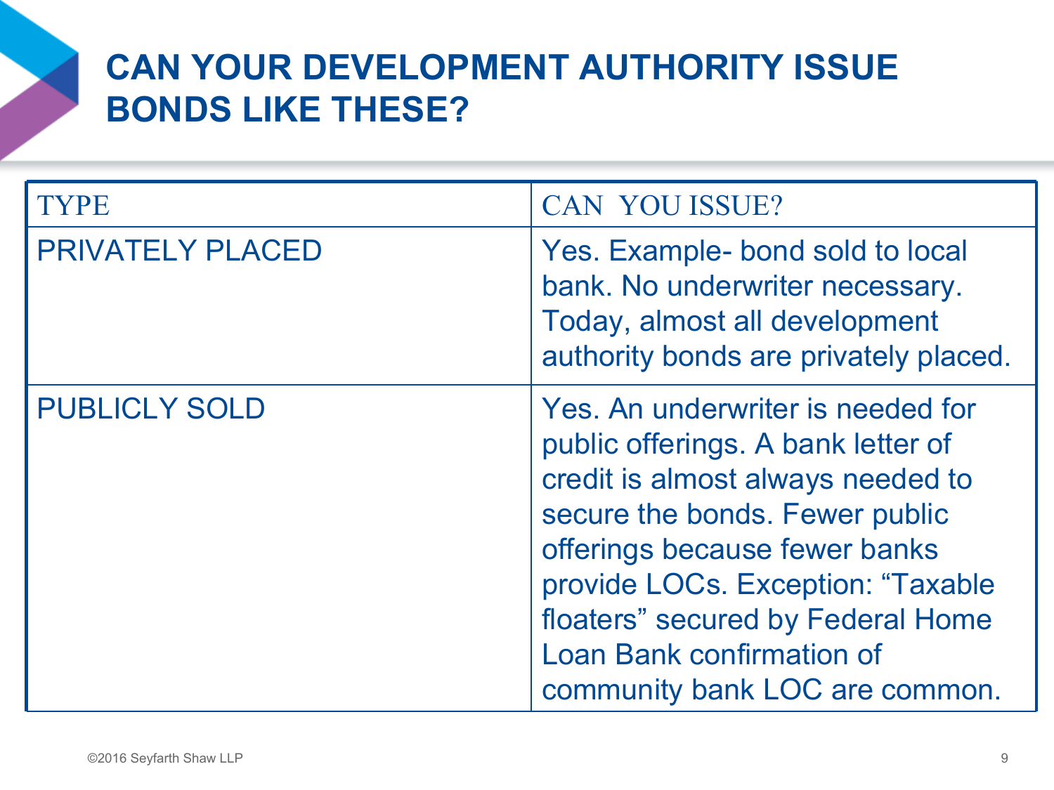# CAN YOUR DEVELOPMENT AUTHORITY ISSUE BONDS LIKE THESE?

| TYPE | CAN YOU ISSUE? |
| --- | --- |
| PRIVATELY PLACED | Yes. Example- bond sold to local bank. No underwriter necessary. Today, almost all development authority bonds are privately placed. |
| PUBLICLY SOLD | Yes. An underwriter is needed for public offerings. A bank letter of credit is almost always needed to secure the bonds. Fewer public offerings because fewer banks provide LOCs. Exception: “Taxable floaters” secured by Federal Home Loan Bank confirmation of community bank LOC are common. |

©2016 Seyfarth Shaw LLP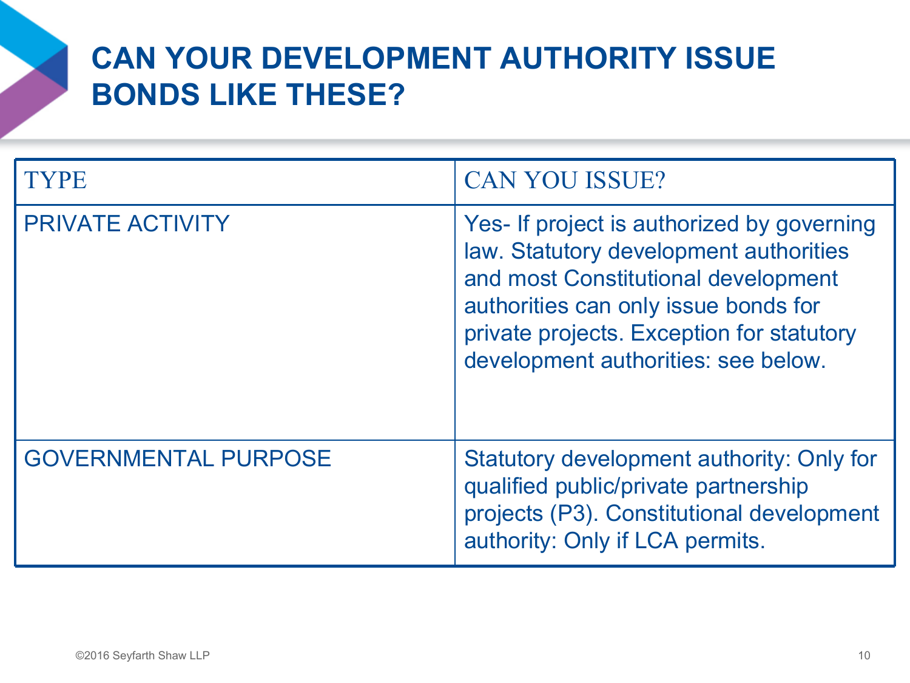# CAN YOUR DEVELOPMENT AUTHORITY ISSUE BONDS LIKE THESE?

| TYPE | CAN YOU ISSUE? |
| --- | --- |
| PRIVATE ACTIVITY | Yes- If project is authorized by governing law. Statutory development authorities and most Constitutional development authorities can only issue bonds for private projects. Exception for statutory development authorities: see below. |
| GOVERNMENTAL PURPOSE | Statutory development authority: Only for qualified public/private partnership projects (P3). Constitutional development authority: Only if LCA permits. |

©2016 Seyfarth Shaw LLP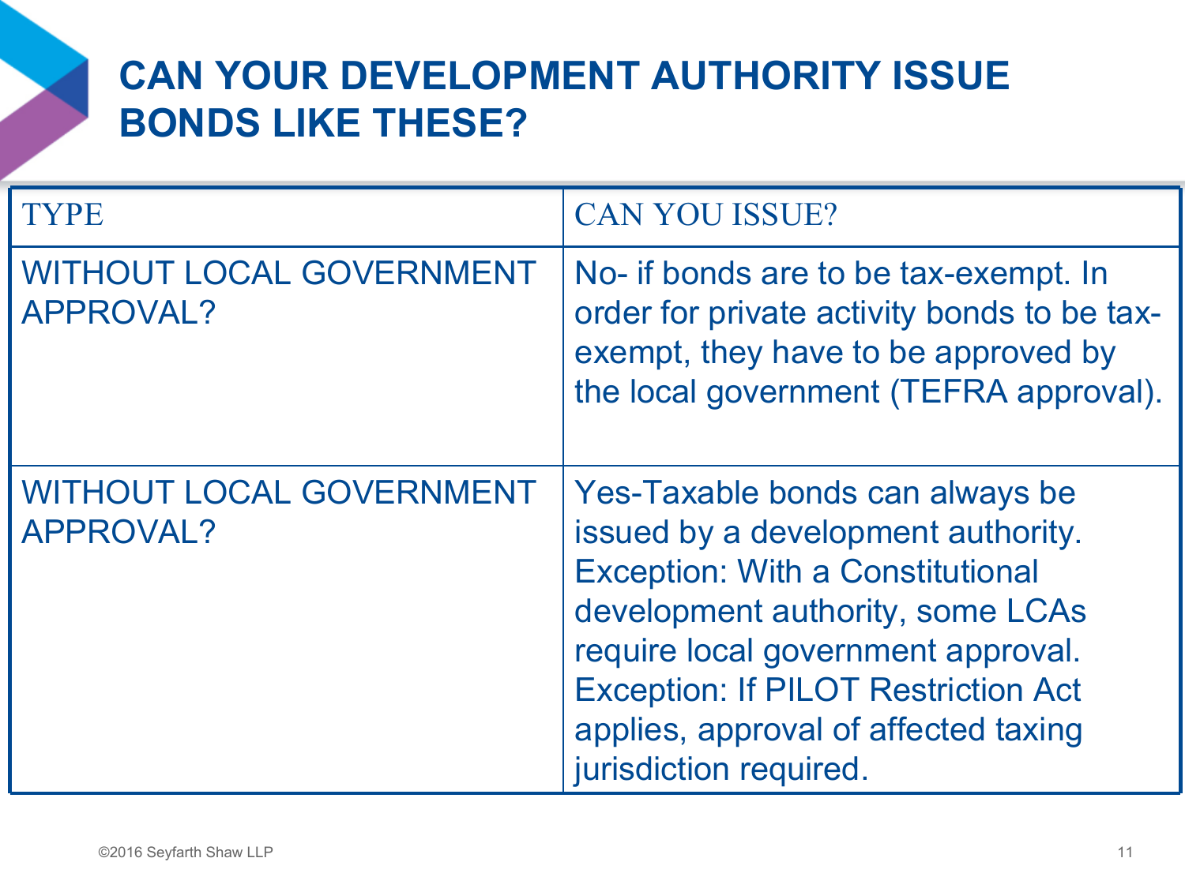# CAN YOUR DEVELOPMENT AUTHORITY ISSUE BONDS LIKE THESE?

| TYPE | CAN YOU ISSUE? |
| --- | --- |
| WITHOUT LOCAL GOVERNMENT APPROVAL? | No- if bonds are to be tax-exempt. In order for private activity bonds to be tax-exempt, they have to be approved by the local government (TEFRA approval). |
| WITHOUT LOCAL GOVERNMENT APPROVAL? | Yes-Taxable bonds can always be issued by a development authority. Exception: With a Constitutional development authority, some LCAs require local government approval. Exception: If PILOT Restriction Act applies, approval of affected taxing jurisdiction required. |

©2016 Seyfarth Shaw LLP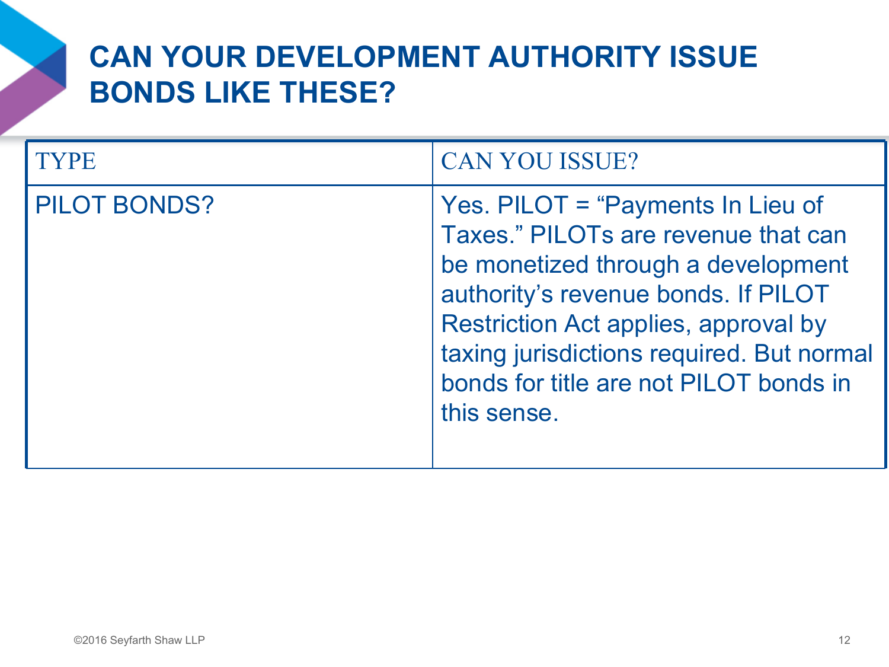# CAN YOUR DEVELOPMENT AUTHORITY ISSUE BONDS LIKE THESE?

| TYPE | CAN YOU ISSUE? |
| --- | --- |
| PILOT BONDS? | Yes. PILOT = "Payments In Lieu of Taxes." PILOTs are revenue that can be monetized through a development authority's revenue bonds. If PILOT Restriction Act applies, approval by taxing jurisdictions required. But normal bonds for title are not PILOT bonds in this sense. |

©2016 Seyfarth Shaw LLP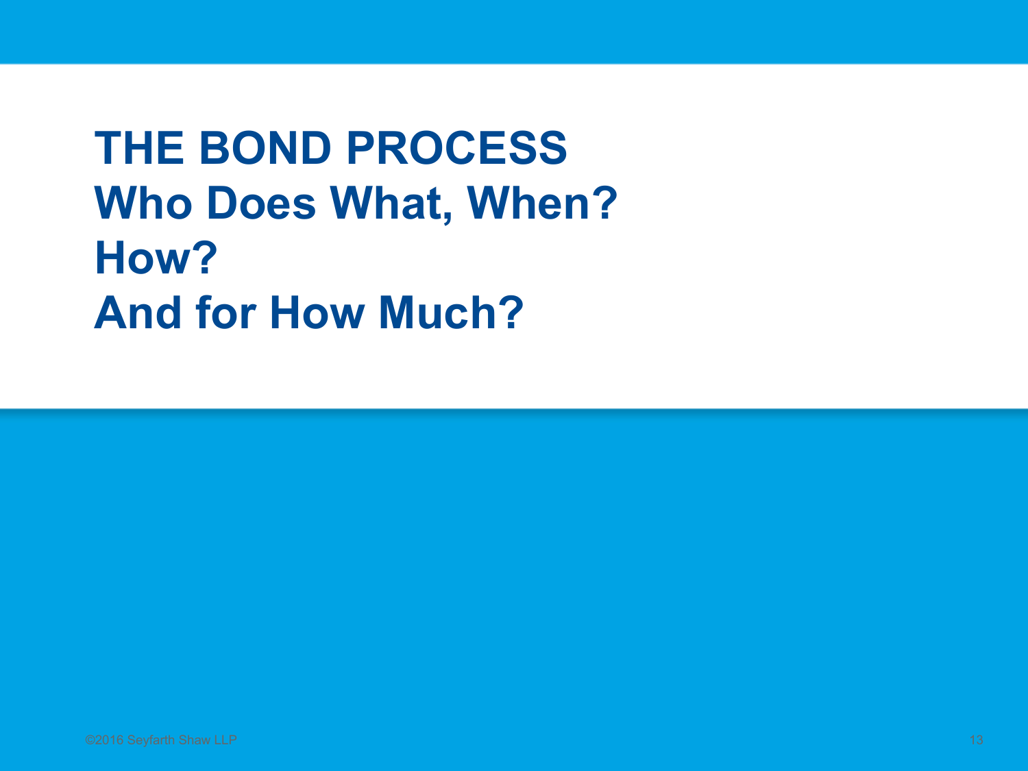# THE BOND PROCESS

## Who Does What, When?

## How?

## And for How Much?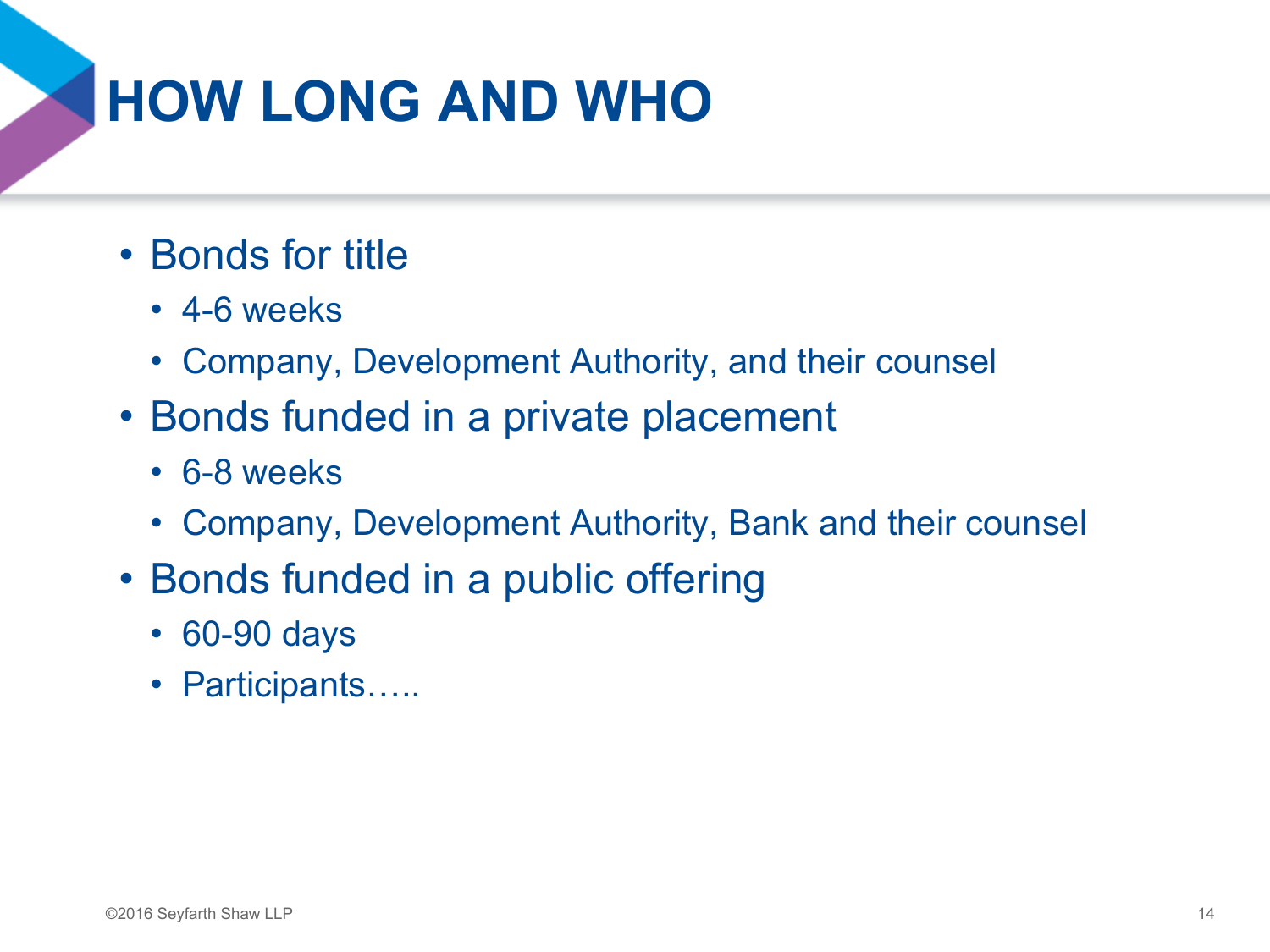# HOW LONG AND WHO

- Bonds for title
  - 4-6 weeks
  - Company, Development Authority, and their counsel
- Bonds funded in a private placement
  - 6-8 weeks
  - Company, Development Authority, Bank and their counsel
- Bonds funded in a public offering
  - 60-90 days
  - Participants…..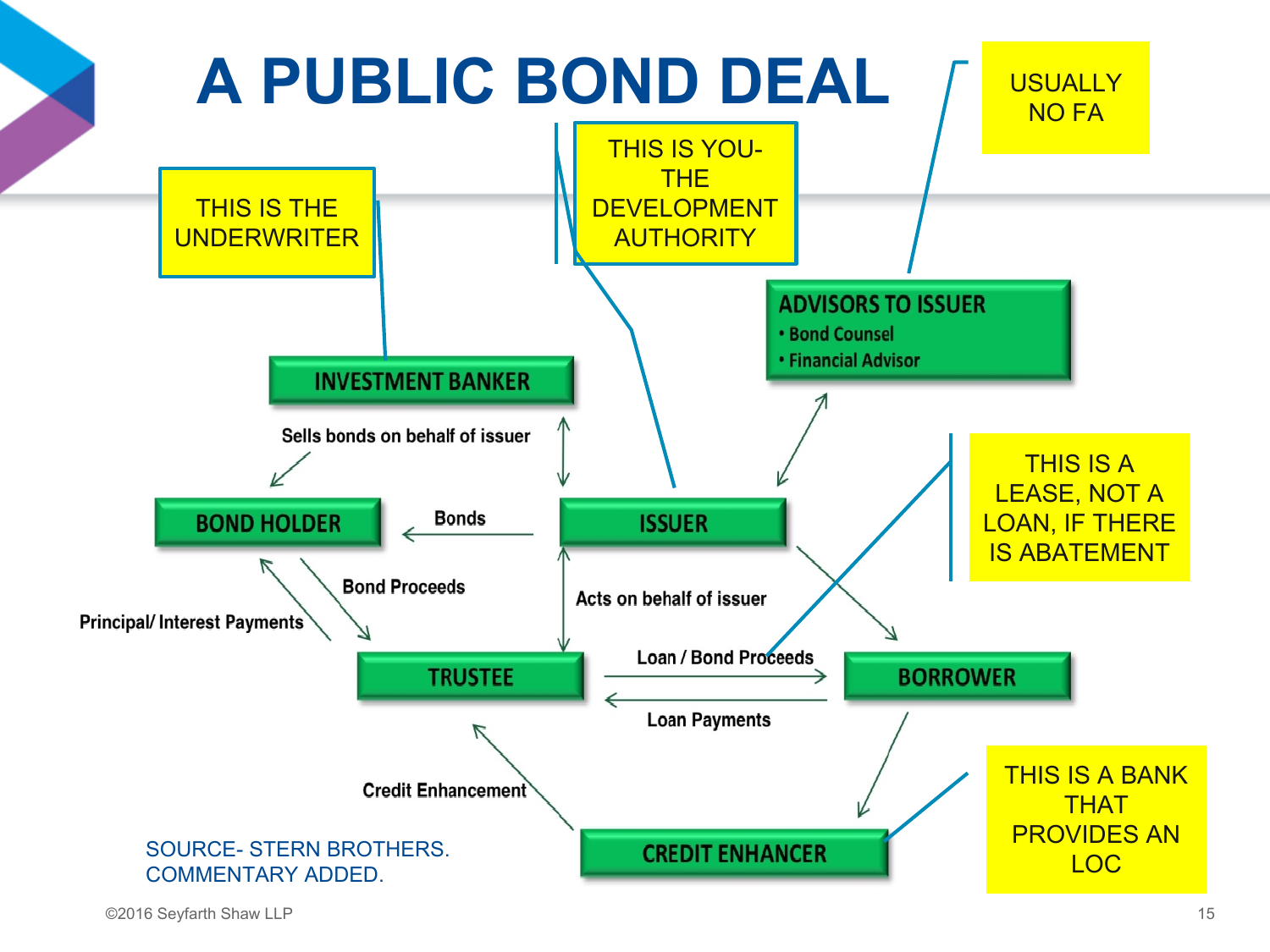# A PUBLIC BOND DEAL

THIS IS THE UNDERWRITER

THIS IS YOU- THE DEVELOPMENT AUTHORITY

USUALLY NO FA

**ADVISORS TO ISSUER**
- Bond Counsel
- Financial Advisor

**INVESTMENT BANKER**

Sells bonds on behalf of issuer

**BOND HOLDER**

Bonds

**ISSUER**

THIS IS A LEASE, NOT A LOAN, IF THERE IS ABATEMENT

Bond Proceeds

Principal/ Interest Payments

Acts on behalf of issuer

**TRUSTEE**

Loan / Bond Proceeds

**BORROWER**

Loan Payments

Credit Enhancement

**CREDIT ENHANCER**

THIS IS A BANK THAT PROVIDES AN LOC

SOURCE- STERN BROTHERS. COMMENTARY ADDED.

©2016 Seyfarth Shaw LLP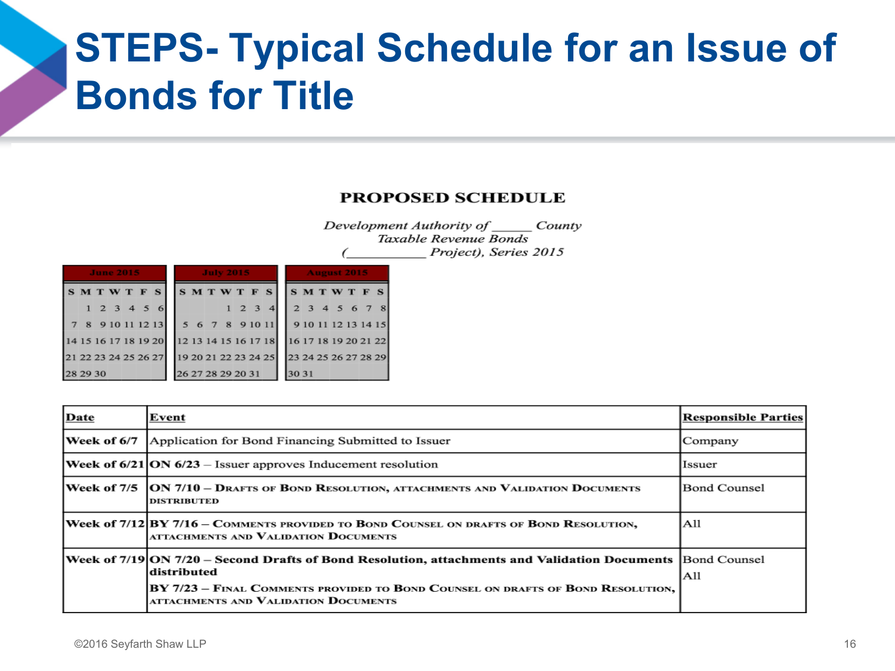# STEPS- Typical Schedule for an Issue of Bonds for Title

**PROPOSED SCHEDULE**

*Development Authority of ______ County*
*Taxable Revenue Bonds*
*(___________ Project), Series 2015*

| June 2015 | | | | | | |
|---|---|---|---|---|---|---|
| S | M | T | W | T | F | S |
| | 1 | 2 | 3 | 4 | 5 | 6 |
| 7 | 8 | 9 | 10 | 11 | 12 | 13 |
| 14 | 15 | 16 | 17 | 18 | 19 | 20 |
| 21 | 22 | 23 | 24 | 25 | 26 | 27 |
| 28 | 29 | 30 | | | | |

| July 2015 | | | | | | |
|---|---|---|---|---|---|---|
| S | M | T | W | T | F | S |
| | | | 1 | 2 | 3 | 4 |
| 5 | 6 | 7 | 8 | 9 | 10 | 11 |
| 12 | 13 | 14 | 15 | 16 | 17 | 18 |
| 19 | 20 | 21 | 22 | 23 | 24 | 25 |
| 26 | 27 | 28 | 29 | 20 | 31 | |

| August 2015 | | | | | | |
|---|---|---|---|---|---|---|
| S | M | T | W | T | F | S |
| 2 | 3 | 4 | 5 | 6 | 7 | 8 |
| 9 | 10 | 11 | 12 | 13 | 14 | 15 |
| 16 | 17 | 18 | 19 | 20 | 21 | 22 |
| 23 | 24 | 25 | 26 | 27 | 28 | 29 |
| 30 | 31 | | | | | |

| Date | Event | Responsible Parties |
|---|---|---|
| Week of 6/7 | Application for Bond Financing Submitted to Issuer | Company |
| Week of 6/21 | **ON 6/23** – Issuer approves Inducement resolution | Issuer |
| Week of 7/5 | **ON 7/10 – DRAFTS OF BOND RESOLUTION, ATTACHMENTS AND VALIDATION DOCUMENTS DISTRIBUTED** | Bond Counsel |
| Week of 7/12 | **BY 7/16 – COMMENTS PROVIDED TO BOND COUNSEL ON DRAFTS OF BOND RESOLUTION, ATTACHMENTS AND VALIDATION DOCUMENTS** | All |
| Week of 7/19 | **ON 7/20 – Second Drafts of Bond Resolution, attachments and Validation Documents distributed**<br>**BY 7/23 – FINAL COMMENTS PROVIDED TO BOND COUNSEL ON DRAFTS OF BOND RESOLUTION, ATTACHMENTS AND VALIDATION DOCUMENTS** | Bond Counsel<br>All |

©2016 Seyfarth Shaw LLP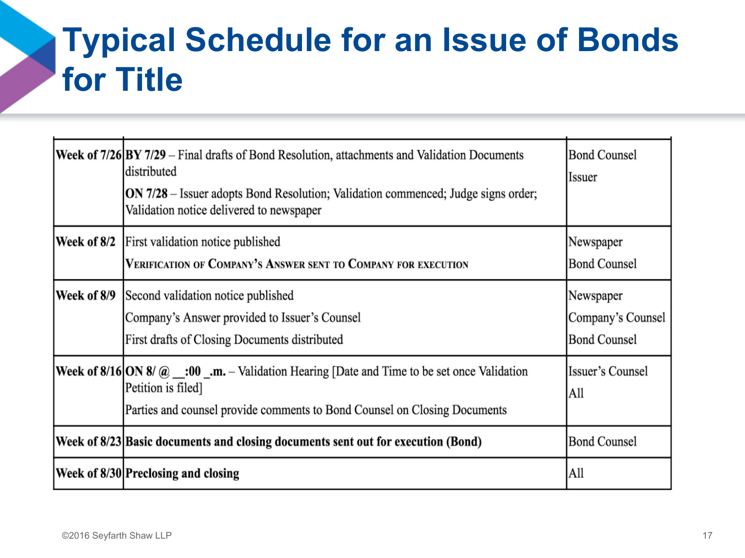# Typical Schedule for an Issue of Bonds for Title

| | | |
|---|---|---|
| **Week of 7/26** | **BY 7/29** – Final drafts of Bond Resolution, attachments and Validation Documents distributed<br><br>**ON 7/28** – Issuer adopts Bond Resolution; Validation commenced; Judge signs order; Validation notice delivered to newspaper | Bond Counsel<br><br>Issuer |
| **Week of 8/2** | First validation notice published<br><br>Verification of Company's Answer sent to Company for execution | Newspaper<br><br>Bond Counsel |
| **Week of 8/9** | Second validation notice published<br><br>Company's Answer provided to Issuer's Counsel<br><br>First drafts of Closing Documents distributed | Newspaper<br><br>Company's Counsel<br><br>Bond Counsel |
| **Week of 8/16** | **ON 8/ @ __:00 _.m.** – Validation Hearing [Date and Time to be set once Validation Petition is filed]<br><br>Parties and counsel provide comments to Bond Counsel on Closing Documents | Issuer's Counsel<br><br>All |
| **Week of 8/23** | **Basic documents and closing documents sent out for execution (Bond)** | Bond Counsel |
| **Week of 8/30** | **Preclosing and closing** | All |

©2016 Seyfarth Shaw LLP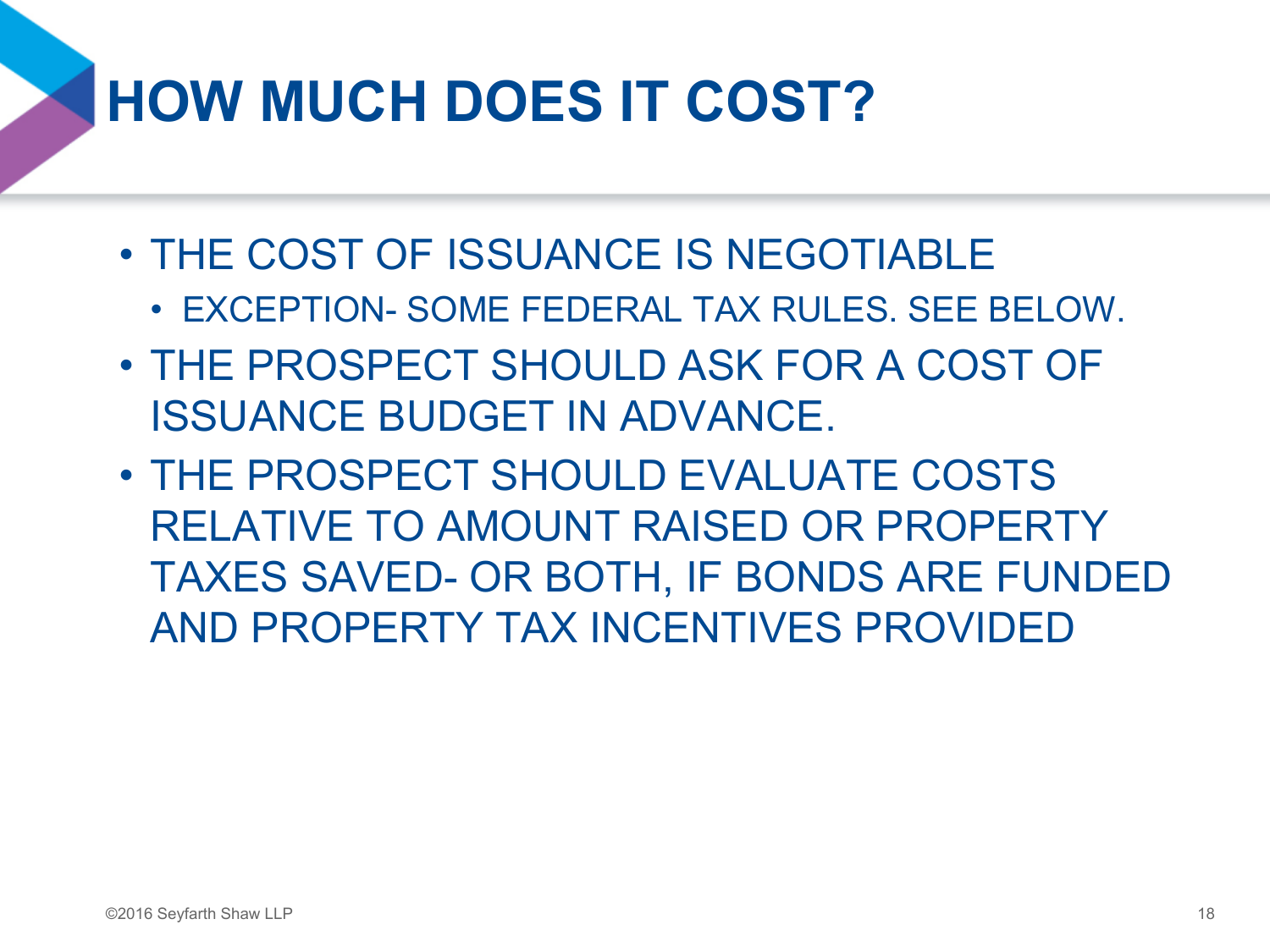# HOW MUCH DOES IT COST?

- THE COST OF ISSUANCE IS NEGOTIABLE
  - EXCEPTION- SOME FEDERAL TAX RULES. SEE BELOW.
- THE PROSPECT SHOULD ASK FOR A COST OF ISSUANCE BUDGET IN ADVANCE.
- THE PROSPECT SHOULD EVALUATE COSTS RELATIVE TO AMOUNT RAISED OR PROPERTY TAXES SAVED- OR BOTH, IF BONDS ARE FUNDED AND PROPERTY TAX INCENTIVES PROVIDED

©2016 Seyfarth Shaw LLP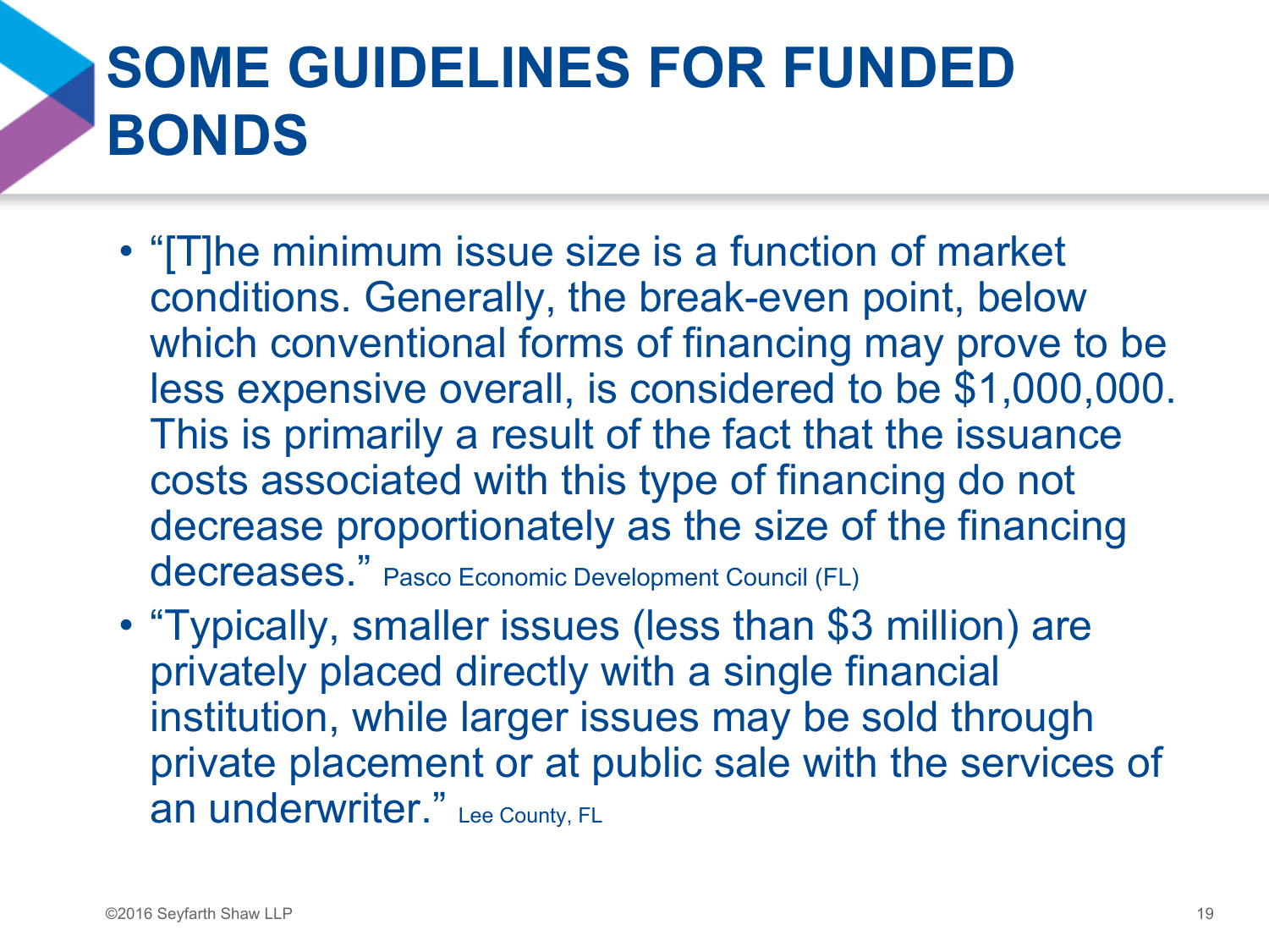# SOME GUIDELINES FOR FUNDED BONDS

- "[T]he minimum issue size is a function of market conditions. Generally, the break-even point, below which conventional forms of financing may prove to be less expensive overall, is considered to be $1,000,000. This is primarily a result of the fact that the issuance costs associated with this type of financing do not decrease proportionately as the size of the financing decreases." Pasco Economic Development Council (FL)
- "Typically, smaller issues (less than $3 million) are privately placed directly with a single financial institution, while larger issues may be sold through private placement or at public sale with the services of an underwriter." Lee County, FL

©2016 Seyfarth Shaw LLP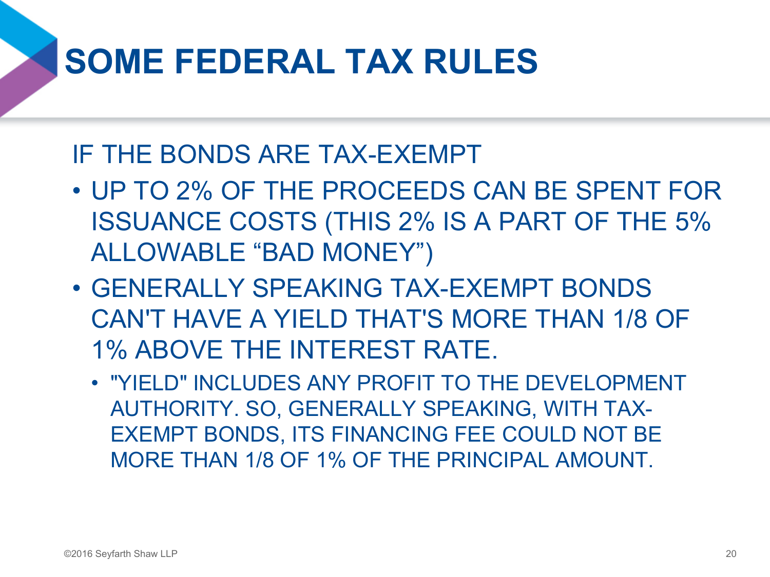# SOME FEDERAL TAX RULES

IF THE BONDS ARE TAX-EXEMPT

- UP TO 2% OF THE PROCEEDS CAN BE SPENT FOR ISSUANCE COSTS (THIS 2% IS A PART OF THE 5% ALLOWABLE “BAD MONEY”)
- GENERALLY SPEAKING TAX-EXEMPT BONDS CAN'T HAVE A YIELD THAT'S MORE THAN 1/8 OF 1% ABOVE THE INTEREST RATE.
  - "YIELD" INCLUDES ANY PROFIT TO THE DEVELOPMENT AUTHORITY. SO, GENERALLY SPEAKING, WITH TAX-EXEMPT BONDS, ITS FINANCING FEE COULD NOT BE MORE THAN 1/8 OF 1% OF THE PRINCIPAL AMOUNT.

©2016 Seyfarth Shaw LLP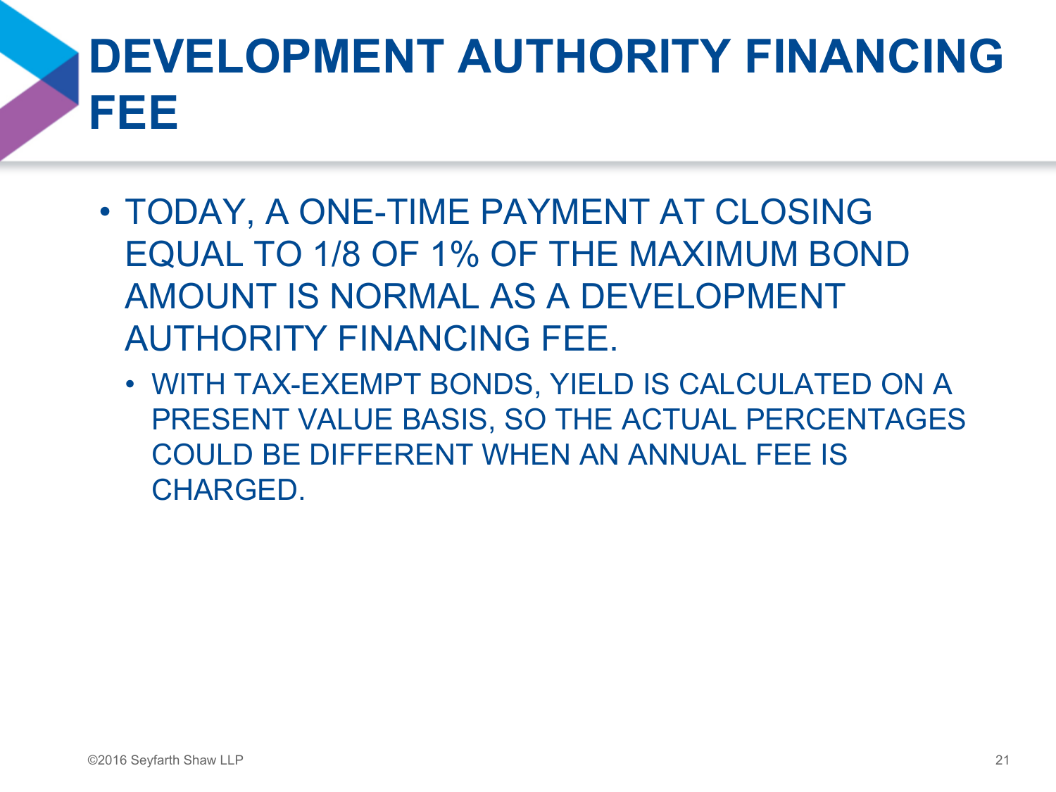# DEVELOPMENT AUTHORITY FINANCING FEE

- TODAY, A ONE-TIME PAYMENT AT CLOSING EQUAL TO 1/8 OF 1% OF THE MAXIMUM BOND AMOUNT IS NORMAL AS A DEVELOPMENT AUTHORITY FINANCING FEE.
  - WITH TAX-EXEMPT BONDS, YIELD IS CALCULATED ON A PRESENT VALUE BASIS, SO THE ACTUAL PERCENTAGES COULD BE DIFFERENT WHEN AN ANNUAL FEE IS CHARGED.

©2016 Seyfarth Shaw LLP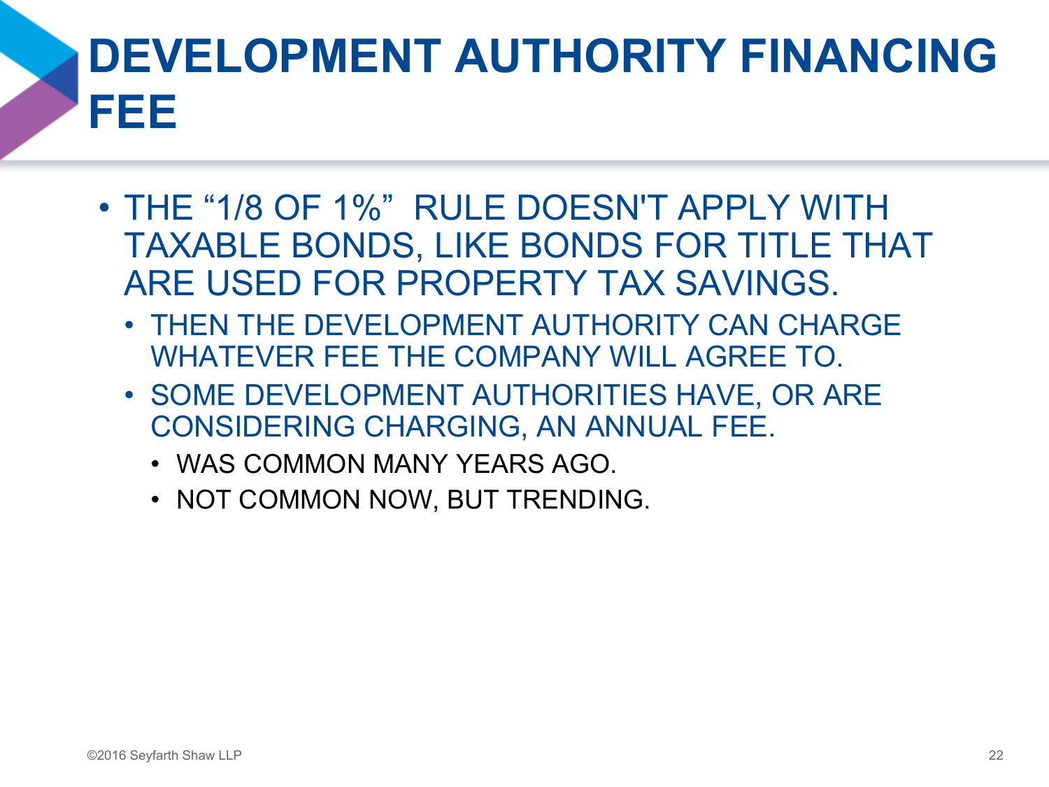# DEVELOPMENT AUTHORITY FINANCING FEE

- THE “1/8 OF 1%” RULE DOESN'T APPLY WITH TAXABLE BONDS, LIKE BONDS FOR TITLE THAT ARE USED FOR PROPERTY TAX SAVINGS.
  - THEN THE DEVELOPMENT AUTHORITY CAN CHARGE WHATEVER FEE THE COMPANY WILL AGREE TO.
  - SOME DEVELOPMENT AUTHORITIES HAVE, OR ARE CONSIDERING CHARGING, AN ANNUAL FEE.
    - WAS COMMON MANY YEARS AGO.
    - NOT COMMON NOW, BUT TRENDING.

©2016 Seyfarth Shaw LLP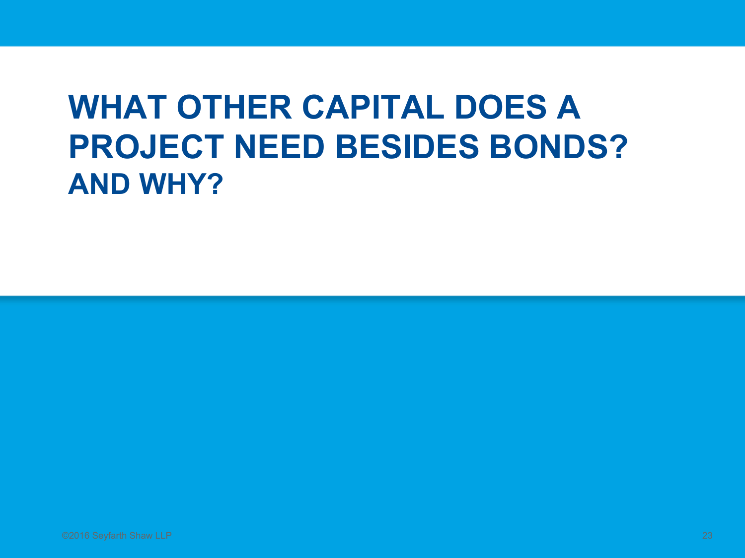# WHAT OTHER CAPITAL DOES A PROJECT NEED BESIDES BONDS?

## AND WHY?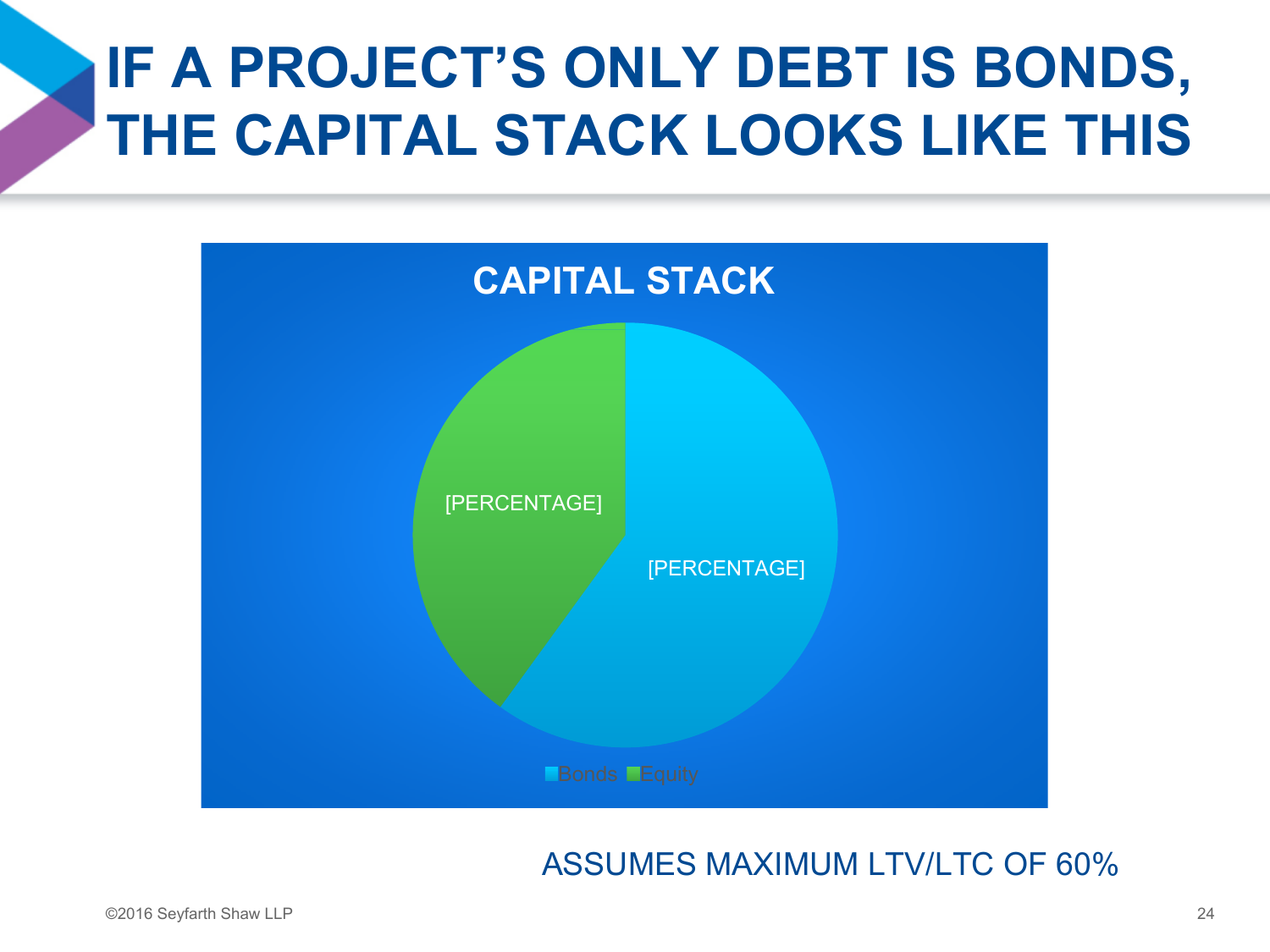# IF A PROJECT'S ONLY DEBT IS BONDS, THE CAPITAL STACK LOOKS LIKE THIS

**CAPITAL STACK**

[PERCENTAGE]

[PERCENTAGE]

Bonds Equity

ASSUMES MAXIMUM LTV/LTC OF 60%

©2016 Seyfarth Shaw LLP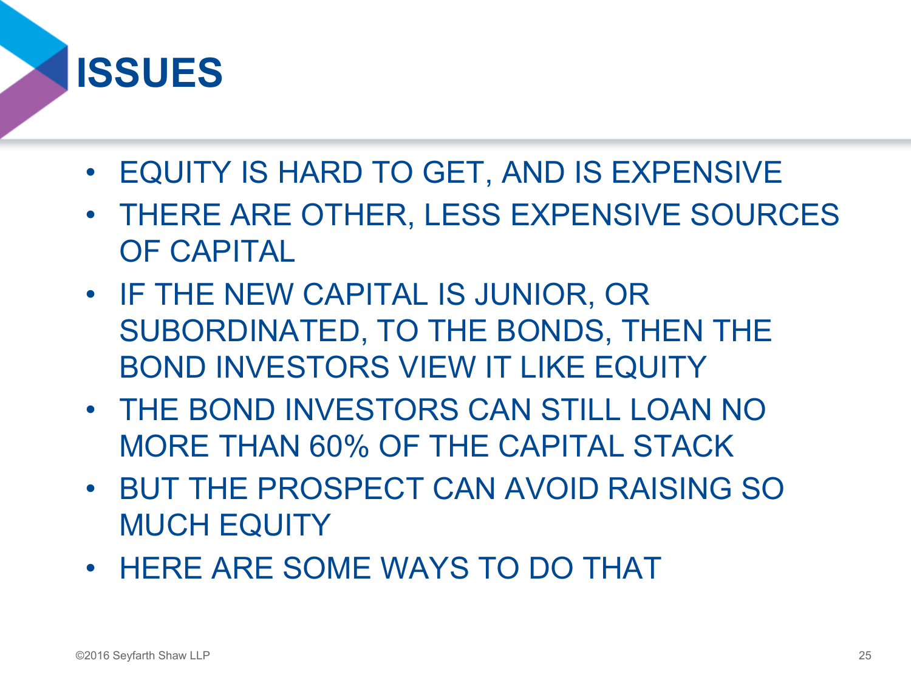# ISSUES

- EQUITY IS HARD TO GET, AND IS EXPENSIVE
- THERE ARE OTHER, LESS EXPENSIVE SOURCES OF CAPITAL
- IF THE NEW CAPITAL IS JUNIOR, OR SUBORDINATED, TO THE BONDS, THEN THE BOND INVESTORS VIEW IT LIKE EQUITY
- THE BOND INVESTORS CAN STILL LOAN NO MORE THAN 60% OF THE CAPITAL STACK
- BUT THE PROSPECT CAN AVOID RAISING SO MUCH EQUITY
- HERE ARE SOME WAYS TO DO THAT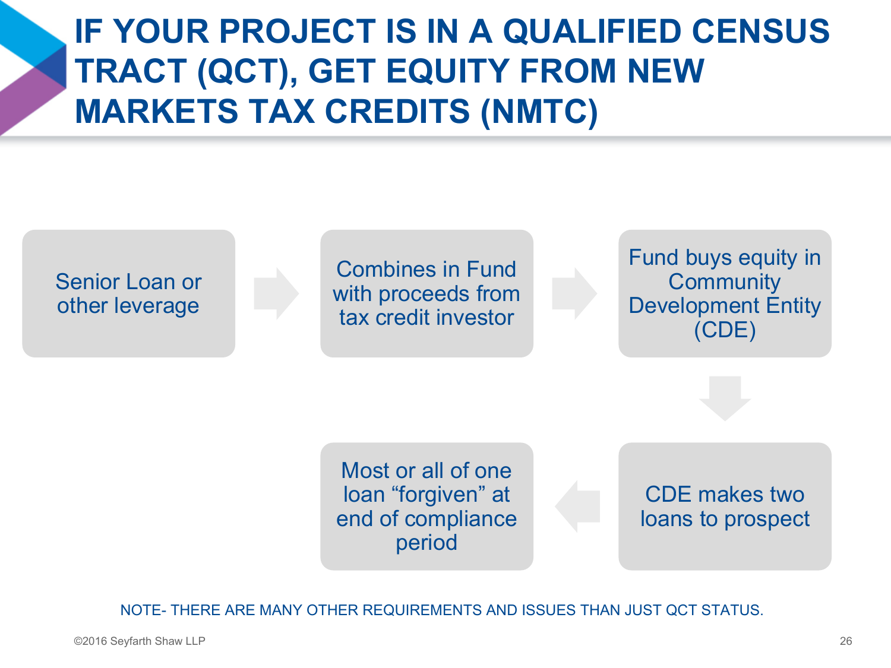# IF YOUR PROJECT IS IN A QUALIFIED CENSUS TRACT (QCT), GET EQUITY FROM NEW MARKETS TAX CREDITS (NMTC)

Senior Loan or other leverage

→ Combines in Fund with proceeds from tax credit investor

→ Fund buys equity in Community Development Entity (CDE)

→ CDE makes two loans to prospect

→ Most or all of one loan "forgiven" at end of compliance period

NOTE- THERE ARE MANY OTHER REQUIREMENTS AND ISSUES THAN JUST QCT STATUS.

©2016 Seyfarth Shaw LLP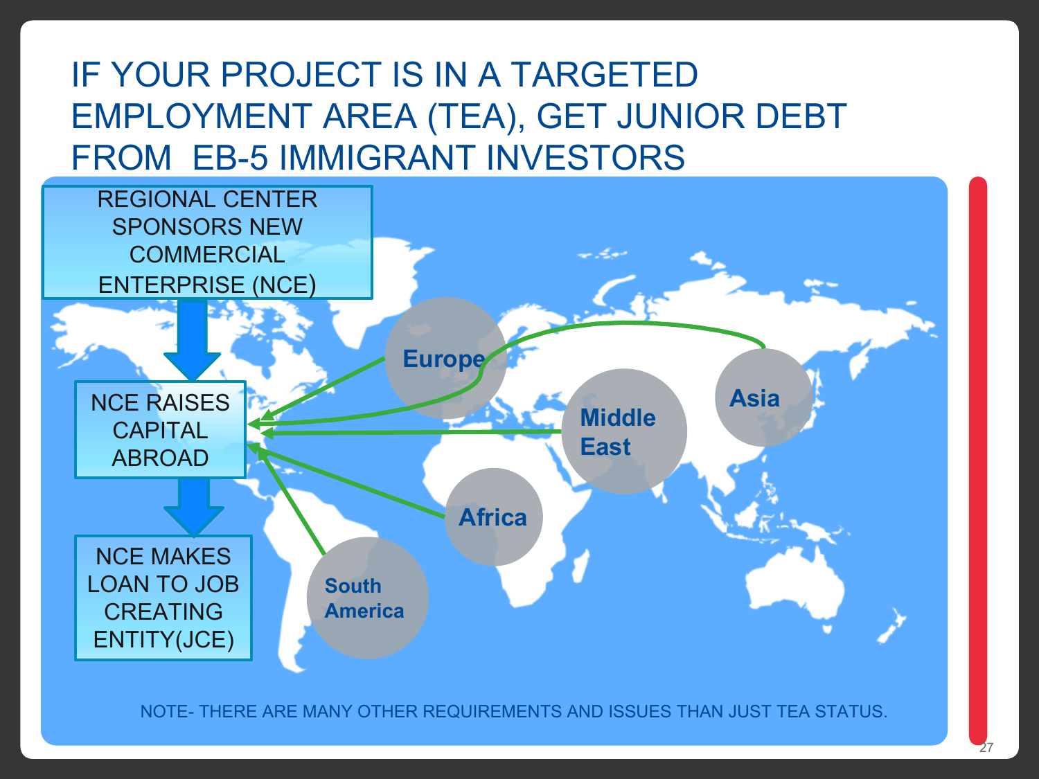# IF YOUR PROJECT IS IN A TARGETED EMPLOYMENT AREA (TEA), GET JUNIOR DEBT FROM EB-5 IMMIGRANT INVESTORS

REGIONAL CENTER SPONSORS NEW COMMERCIAL ENTERPRISE (NCE)

NCE RAISES CAPITAL ABROAD

NCE MAKES LOAN TO JOB CREATING ENTITY(JCE)

Europe

Asia

Middle East

Africa

South America

NOTE- THERE ARE MANY OTHER REQUIREMENTS AND ISSUES THAN JUST TEA STATUS.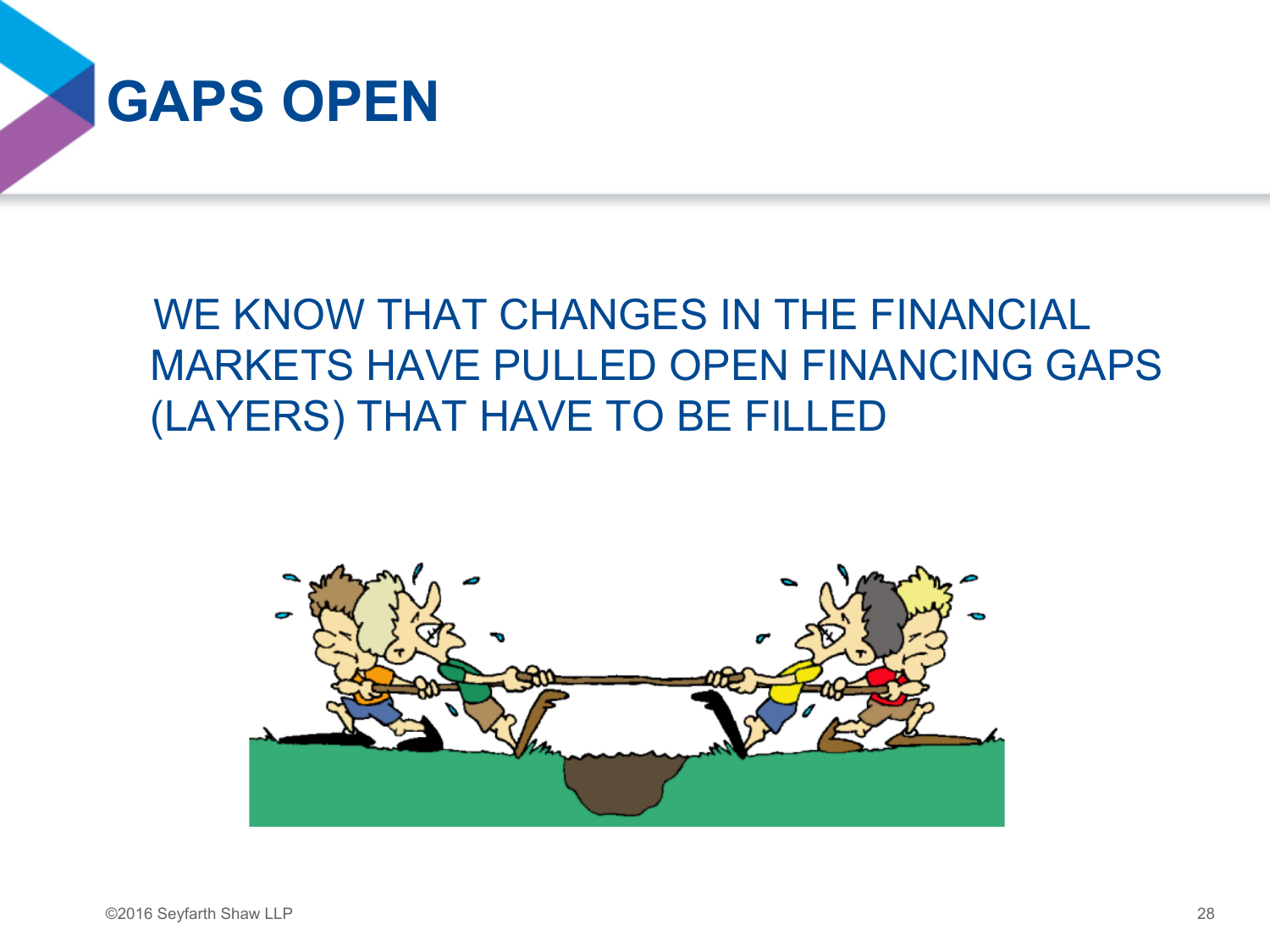# GAPS OPEN

WE KNOW THAT CHANGES IN THE FINANCIAL MARKETS HAVE PULLED OPEN FINANCING GAPS (LAYERS) THAT HAVE TO BE FILLED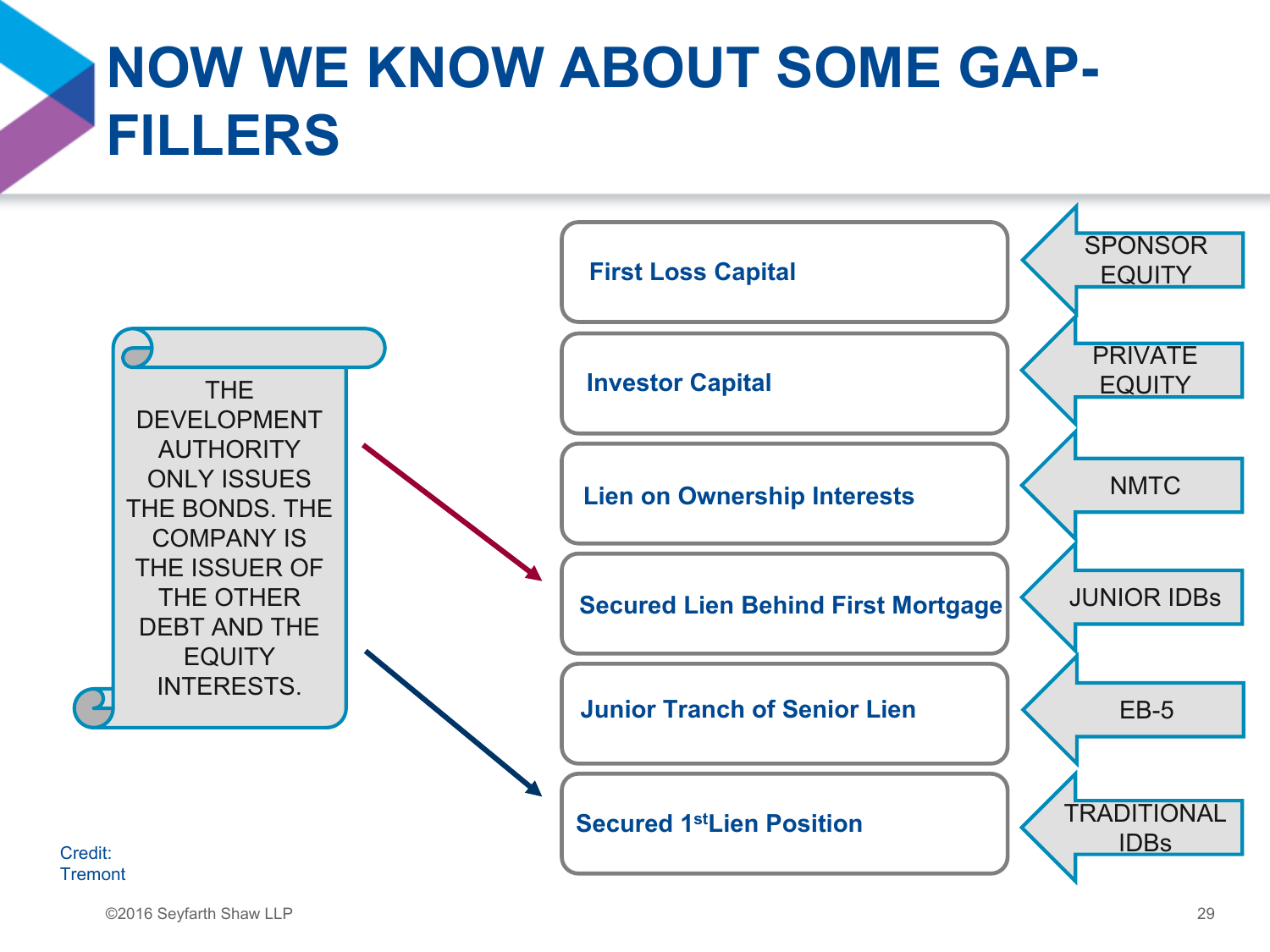# NOW WE KNOW ABOUT SOME GAP-FILLERS

THE DEVELOPMENT AUTHORITY ONLY ISSUES THE BONDS. THE COMPANY IS THE ISSUER OF THE OTHER DEBT AND THE EQUITY INTERESTS.

| Position | Gap-Filler |
| --- | --- |
| **First Loss Capital** | SPONSOR EQUITY |
| **Investor Capital** | PRIVATE EQUITY |
| **Lien on Ownership Interests** | NMTC |
| **Secured Lien Behind First Mortgage** | JUNIOR IDBs |
| **Junior Tranch of Senior Lien** | EB-5 |
| **Secured 1st Lien Position** | TRADITIONAL IDBs |

Credit: Tremont

©2016 Seyfarth Shaw LLP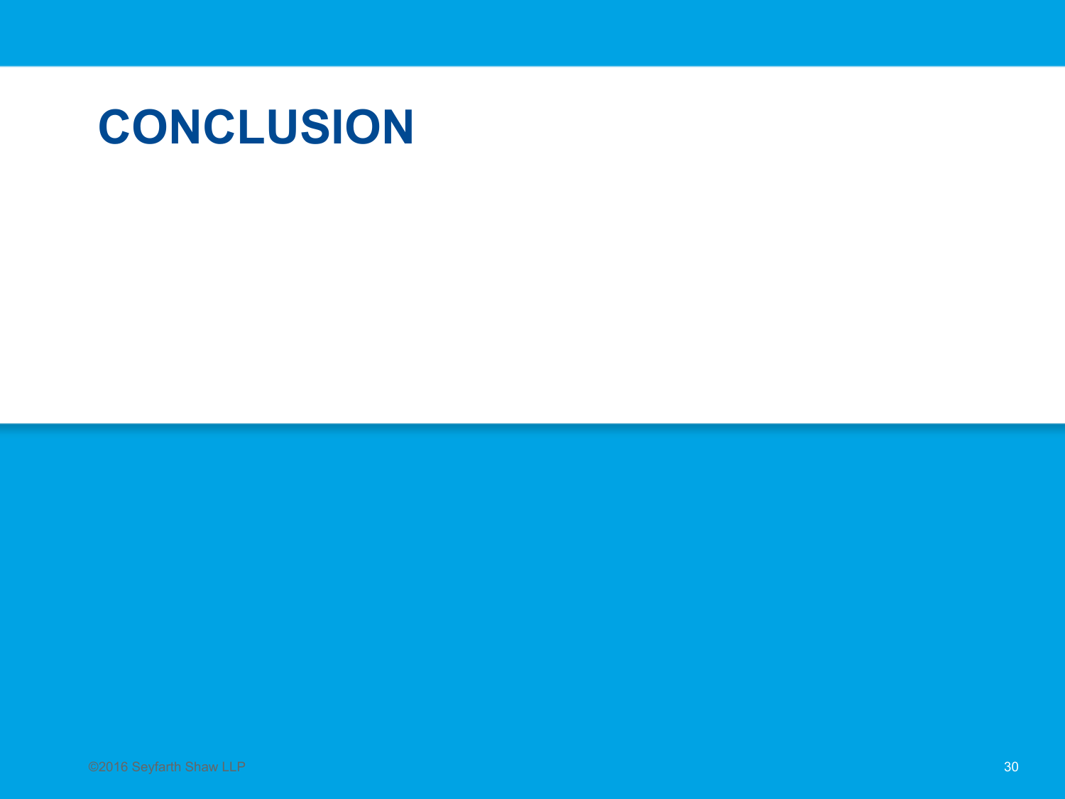# CONCLUSION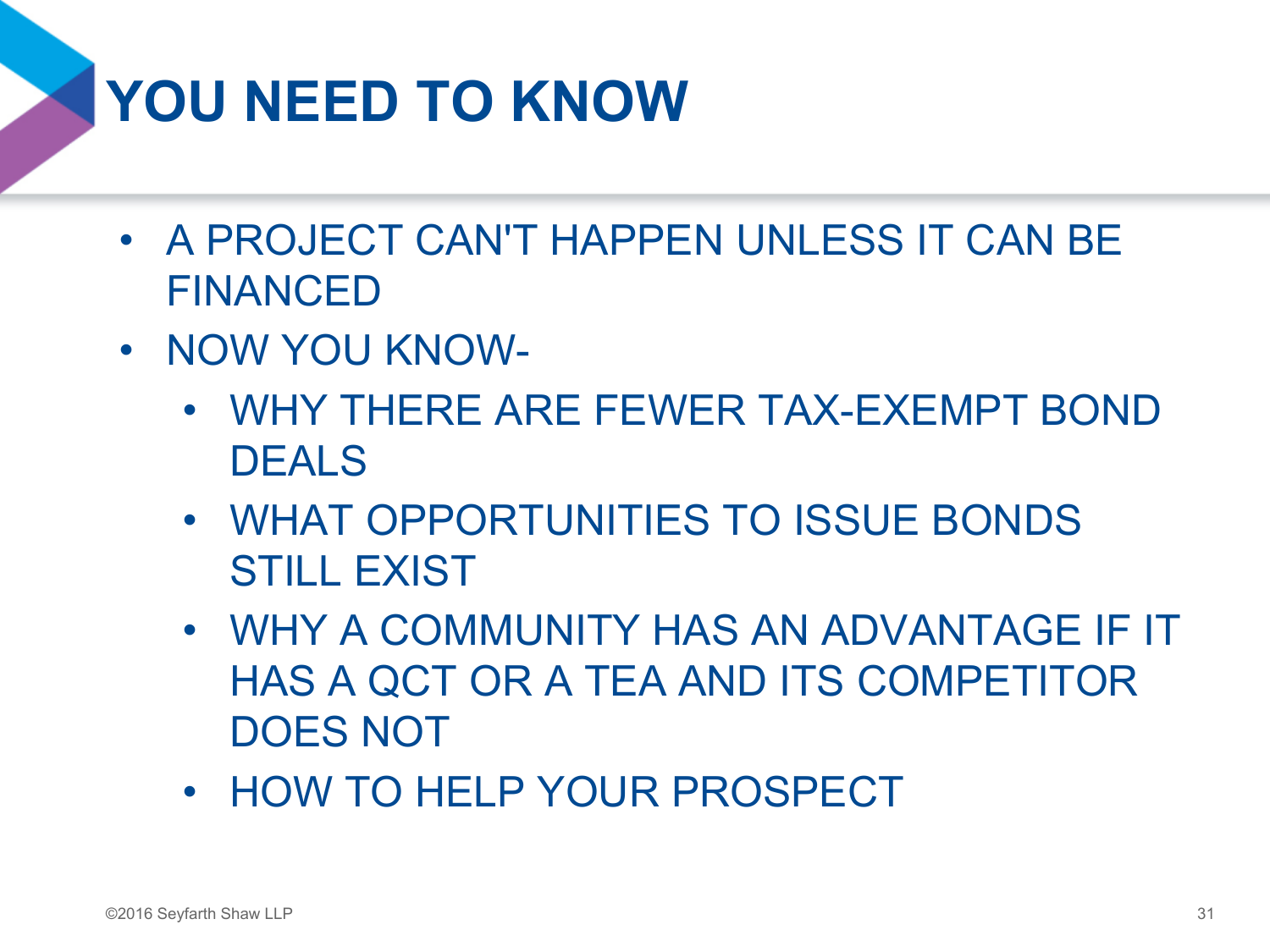# YOU NEED TO KNOW

- A PROJECT CAN'T HAPPEN UNLESS IT CAN BE FINANCED
- NOW YOU KNOW-
  - WHY THERE ARE FEWER TAX-EXEMPT BOND DEALS
  - WHAT OPPORTUNITIES TO ISSUE BONDS STILL EXIST
  - WHY A COMMUNITY HAS AN ADVANTAGE IF IT HAS A QCT OR A TEA AND ITS COMPETITOR DOES NOT
  - HOW TO HELP YOUR PROSPECT

©2016 Seyfarth Shaw LLP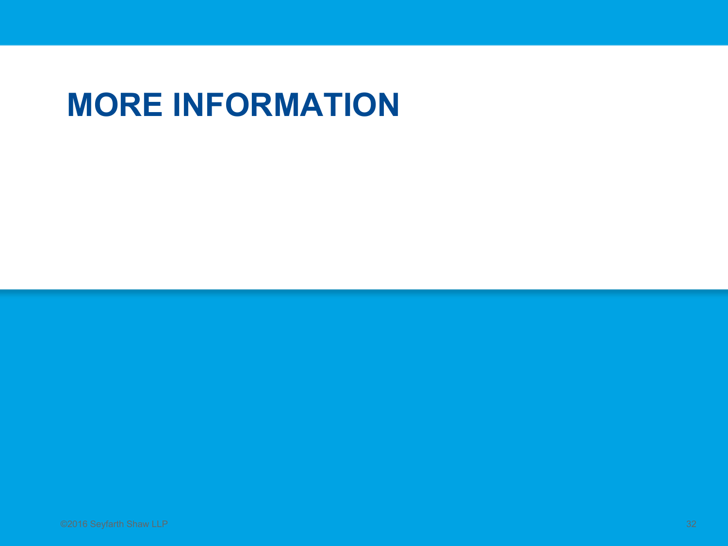# MORE INFORMATION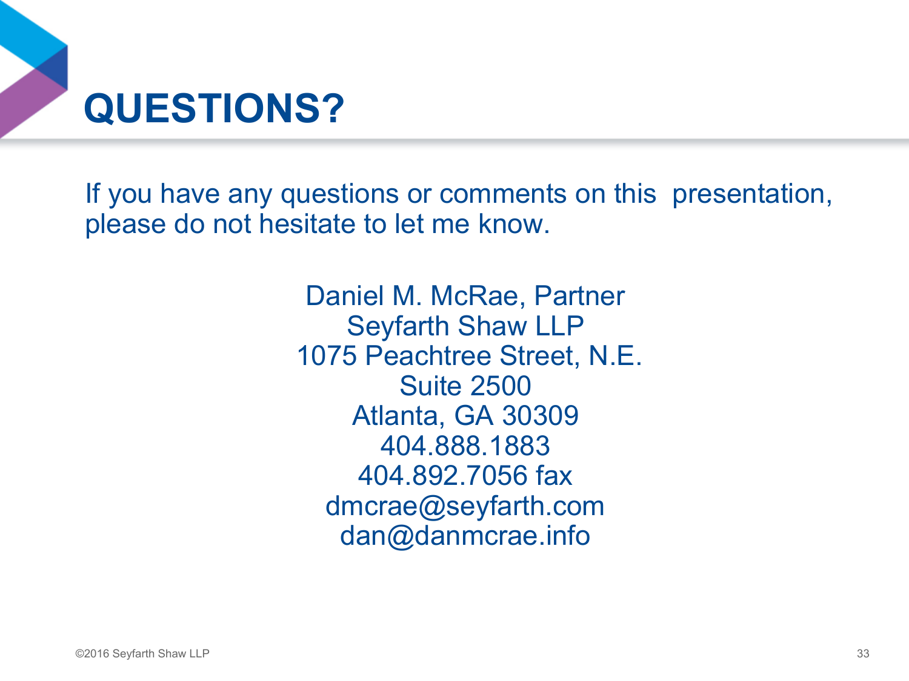# QUESTIONS?

If you have any questions or comments on this presentation, please do not hesitate to let me know.

Daniel M. McRae, Partner
Seyfarth Shaw LLP
1075 Peachtree Street, N.E.
Suite 2500
Atlanta, GA 30309
404.888.1883
404.892.7056 fax
dmcrae@seyfarth.com
dan@danmcrae.info

©2016 Seyfarth Shaw LLP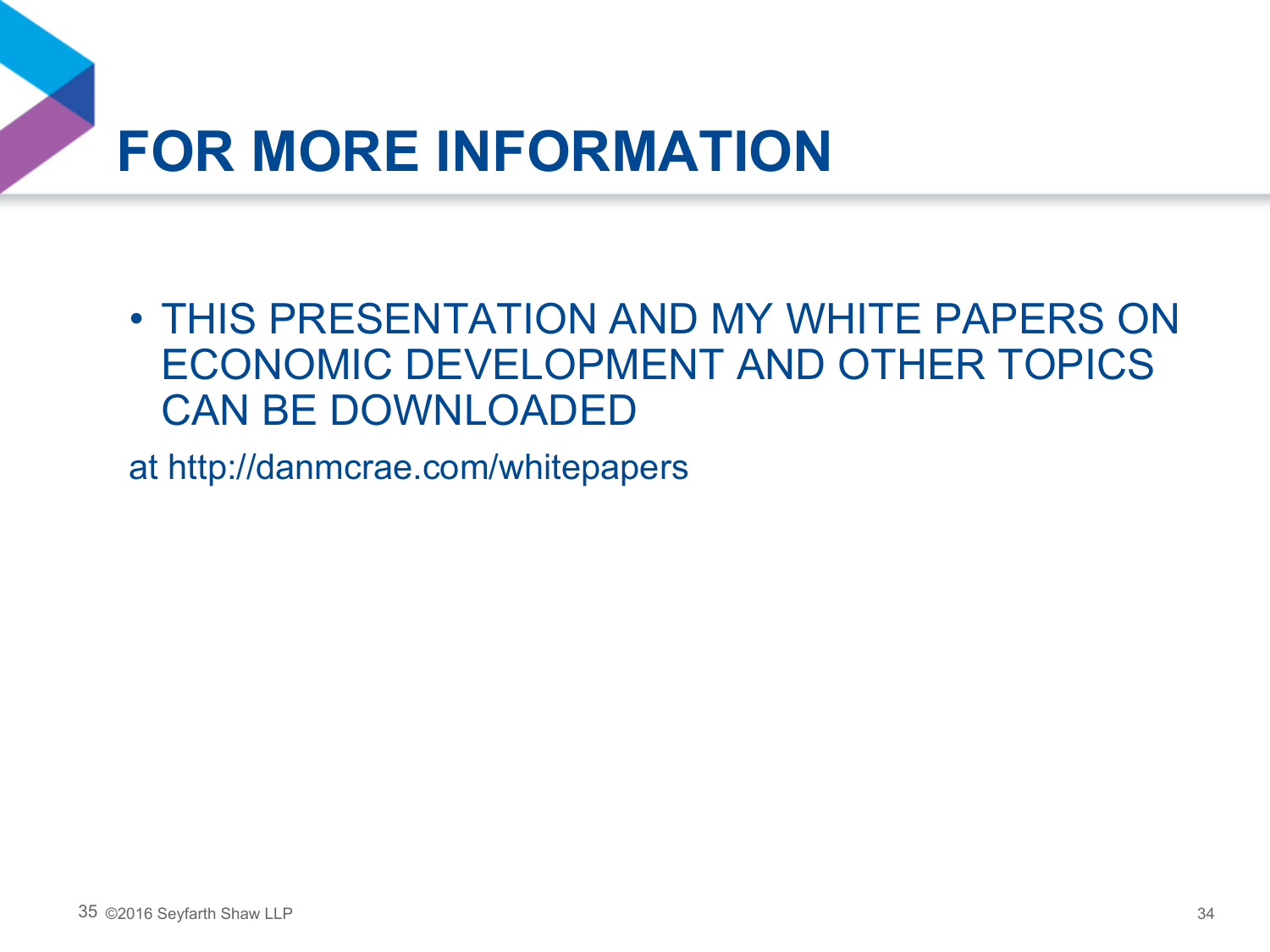# FOR MORE INFORMATION

- THIS PRESENTATION AND MY WHITE PAPERS ON ECONOMIC DEVELOPMENT AND OTHER TOPICS CAN BE DOWNLOADED

at http://danmcrae.com/whitepapers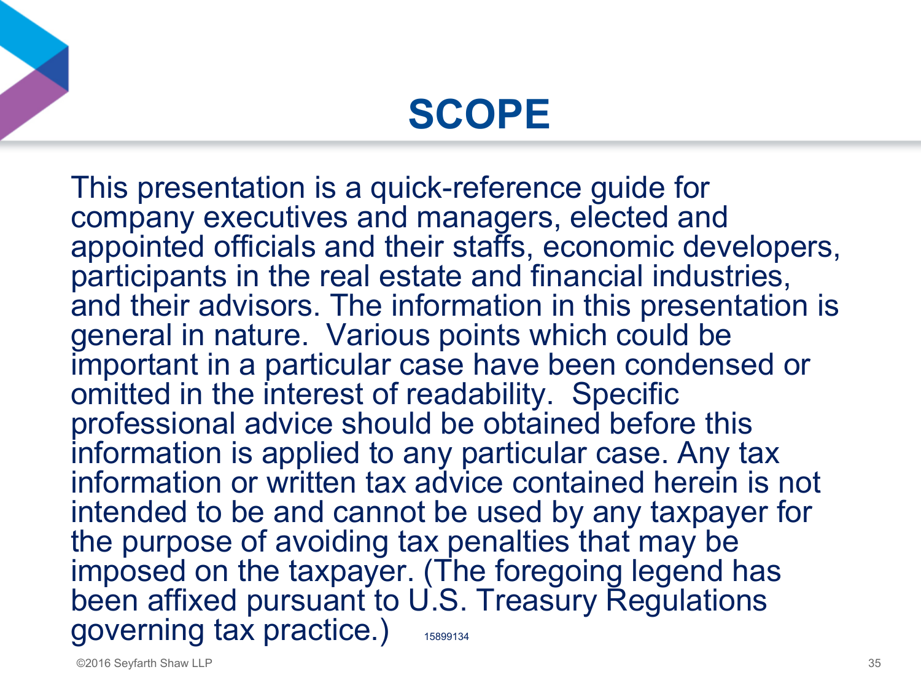# SCOPE

This presentation is a quick-reference guide for company executives and managers, elected and appointed officials and their staffs, economic developers, participants in the real estate and financial industries, and their advisors. The information in this presentation is general in nature. Various points which could be important in a particular case have been condensed or omitted in the interest of readability. Specific professional advice should be obtained before this information is applied to any particular case. Any tax information or written tax advice contained herein is not intended to be and cannot be used by any taxpayer for the purpose of avoiding tax penalties that may be imposed on the taxpayer. (The foregoing legend has been affixed pursuant to U.S. Treasury Regulations governing tax practice.) 15899134

©2016 Seyfarth Shaw LLP